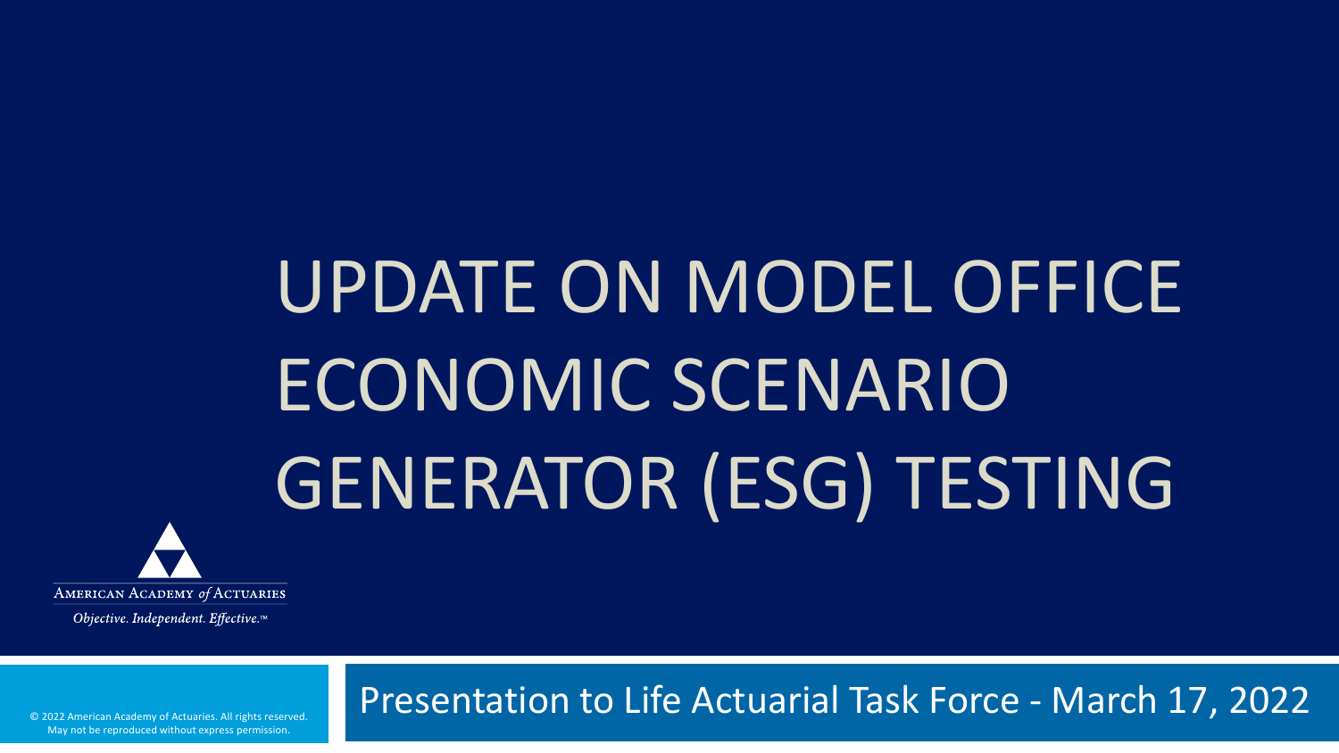# UPDATE ON MODEL OFFICE ECONOMIC SCENARIO GENERATOR (ESG) TESTING

AMERICAN ACADEMY *of* ACTUARIES

*Objective. Independent. Effective.*™

Presentation to Life Actuarial Task Force - March 17, 2022

© 2022 American Academy of Actuaries. All rights reserved. May not be reproduced without express permission.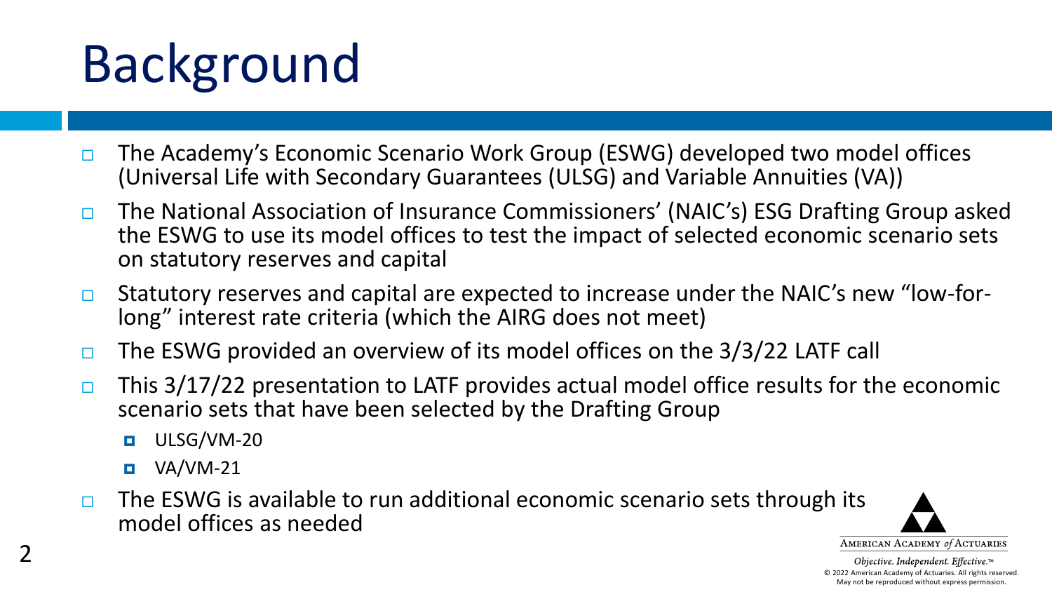# Background

- The Academy's Economic Scenario Work Group (ESWG) developed two model offices (Universal Life with Secondary Guarantees (ULSG) and Variable Annuities (VA))
- The National Association of Insurance Commissioners' (NAIC's) ESG Drafting Group asked the ESWG to use its model offices to test the impact of selected economic scenario sets on statutory reserves and capital
- Statutory reserves and capital are expected to increase under the NAIC's new "low-for-long" interest rate criteria (which the AIRG does not meet)
- The ESWG provided an overview of its model offices on the 3/3/22 LATF call
- This 3/17/22 presentation to LATF provides actual model office results for the economic scenario sets that have been selected by the Drafting Group
  - ULSG/VM-20
  - VA/VM-21
- The ESWG is available to run additional economic scenario sets through its model offices as needed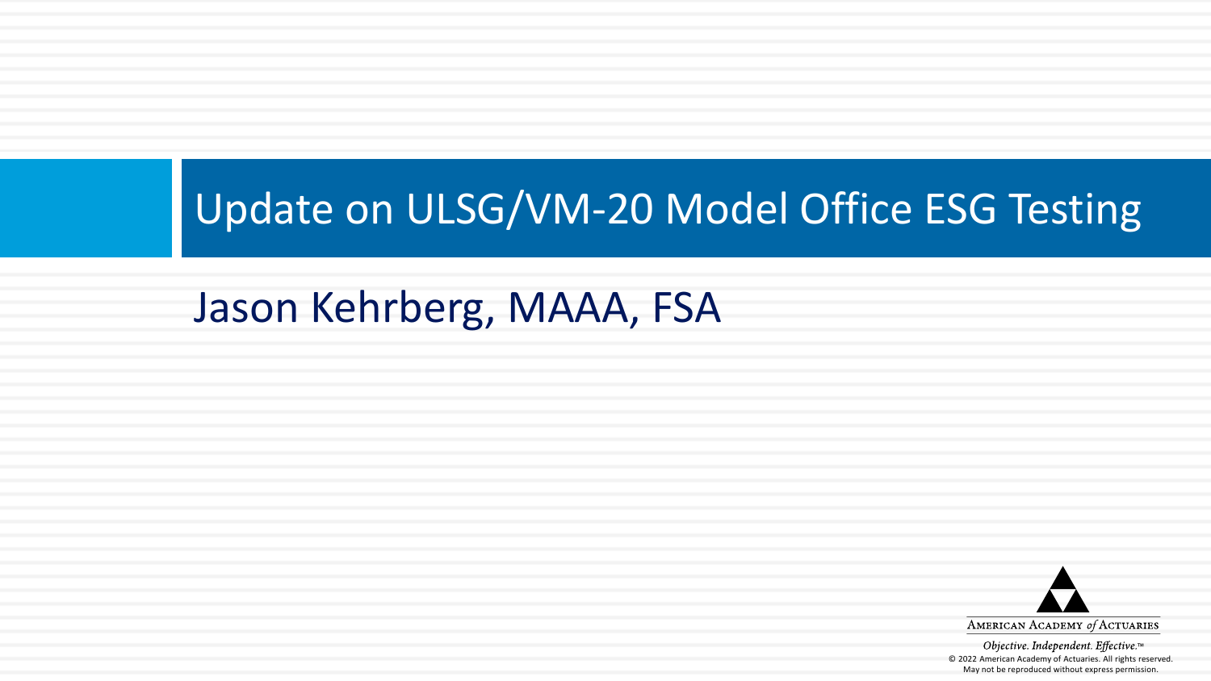# Update on ULSG/VM-20 Model Office ESG Testing

## Jason Kehrberg, MAAA, FSA

AMERICAN ACADEMY *of* ACTUARIES

*Objective. Independent. Effective.*™

© 2022 American Academy of Actuaries. All rights reserved.
May not be reproduced without express permission.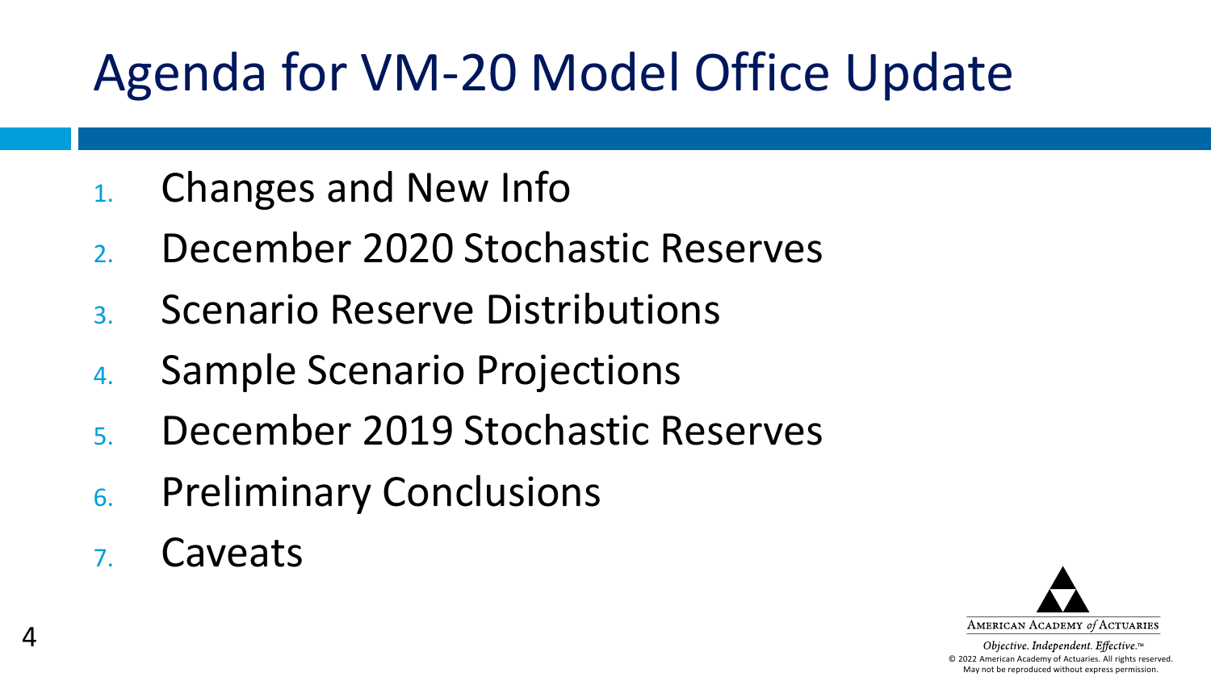# Agenda for VM-20 Model Office Update

1. Changes and New Info
2. December 2020 Stochastic Reserves
3. Scenario Reserve Distributions
4. Sample Scenario Projections
5. December 2019 Stochastic Reserves
6. Preliminary Conclusions
7. Caveats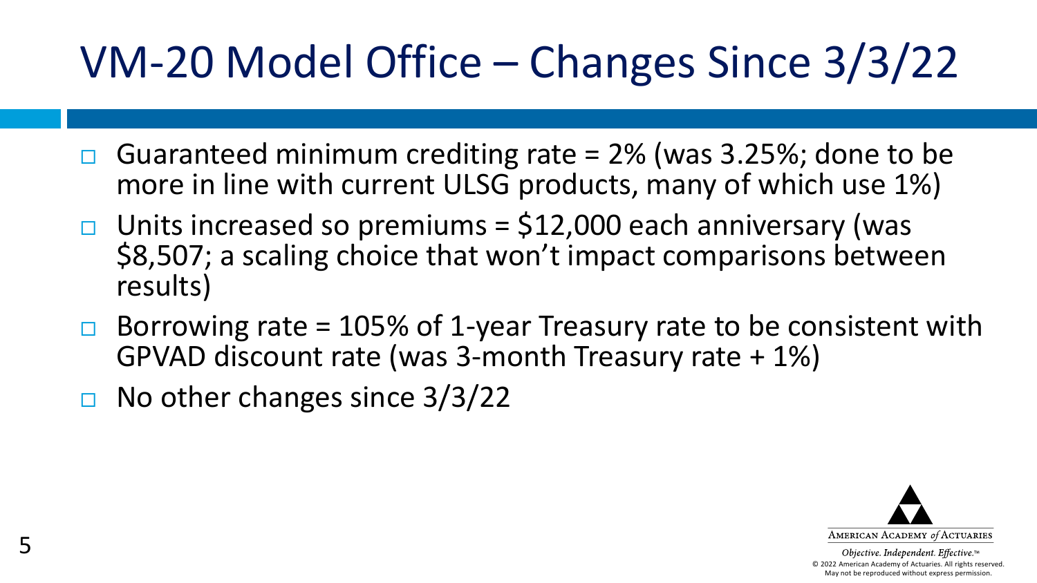# VM-20 Model Office – Changes Since 3/3/22

- Guaranteed minimum crediting rate = 2% (was 3.25%; done to be more in line with current ULSG products, many of which use 1%)
- Units increased so premiums = $12,000 each anniversary (was $8,507; a scaling choice that won't impact comparisons between results)
- Borrowing rate = 105% of 1-year Treasury rate to be consistent with GPVAD discount rate (was 3-month Treasury rate + 1%)
- No other changes since 3/3/22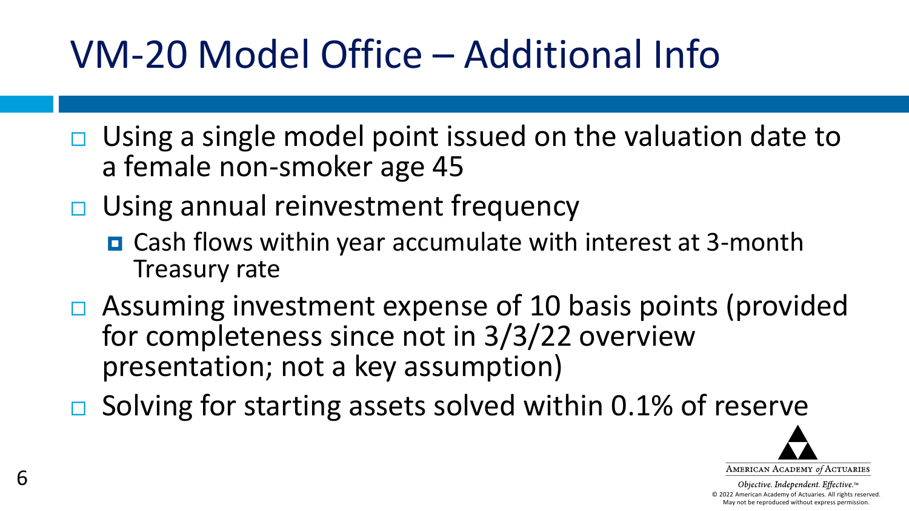# VM-20 Model Office – Additional Info

- Using a single model point issued on the valuation date to a female non-smoker age 45
- Using annual reinvestment frequency
  - Cash flows within year accumulate with interest at 3-month Treasury rate
- Assuming investment expense of 10 basis points (provided for completeness since not in 3/3/22 overview presentation; not a key assumption)
- Solving for starting assets solved within 0.1% of reserve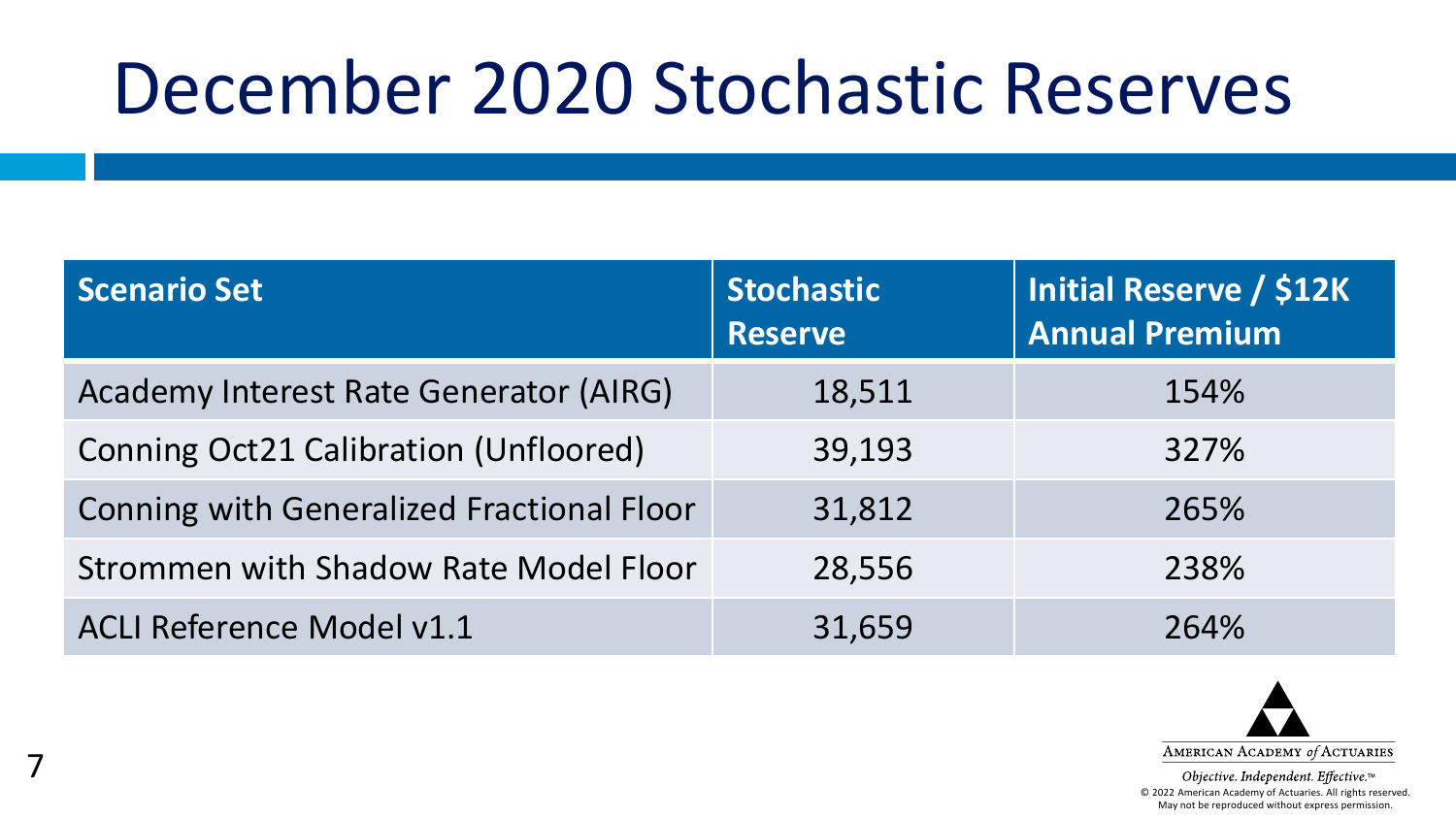# December 2020 Stochastic Reserves

| Scenario Set | Stochastic Reserve | Initial Reserve / $12K Annual Premium |
|---|---|---|
| Academy Interest Rate Generator (AIRG) | 18,511 | 154% |
| Conning Oct21 Calibration (Unfloored) | 39,193 | 327% |
| Conning with Generalized Fractional Floor | 31,812 | 265% |
| Strommen with Shadow Rate Model Floor | 28,556 | 238% |
| ACLI Reference Model v1.1 | 31,659 | 264% |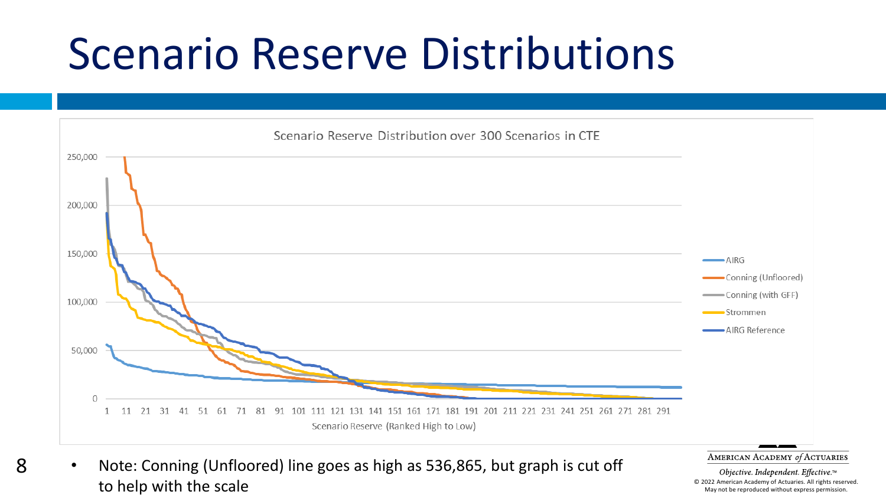# Scenario Reserve Distributions

Scenario Reserve Distribution over 300 Scenarios in CTE

- Note: Conning (Unfloored) line goes as high as 536,865, but graph is cut off to help with the scale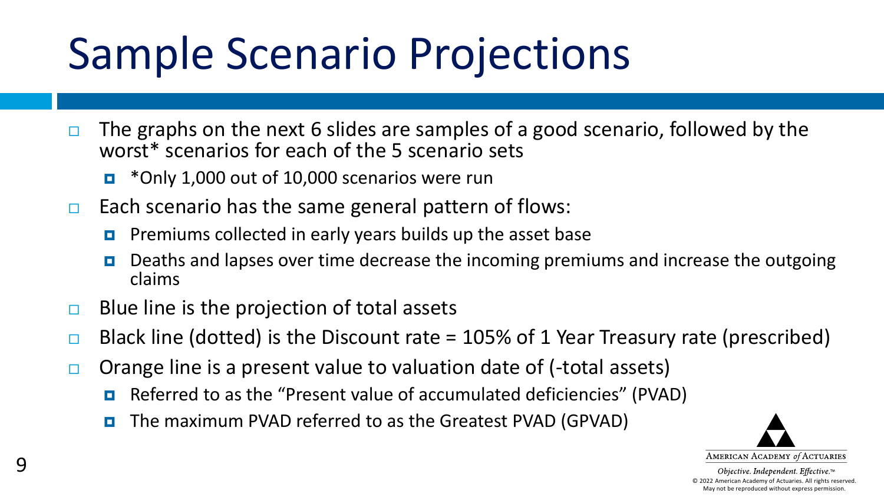# Sample Scenario Projections

- The graphs on the next 6 slides are samples of a good scenario, followed by the worst* scenarios for each of the 5 scenario sets
  - *Only 1,000 out of 10,000 scenarios were run
- Each scenario has the same general pattern of flows:
  - Premiums collected in early years builds up the asset base
  - Deaths and lapses over time decrease the incoming premiums and increase the outgoing claims
- Blue line is the projection of total assets
- Black line (dotted) is the Discount rate = 105% of 1 Year Treasury rate (prescribed)
- Orange line is a present value to valuation date of (-total assets)
  - Referred to as the "Present value of accumulated deficiencies" (PVAD)
  - The maximum PVAD referred to as the Greatest PVAD (GPVAD)

AMERICAN ACADEMY *of* ACTUARIES

*Objective. Independent. Effective.*™

© 2022 American Academy of Actuaries. All rights reserved. May not be reproduced without express permission.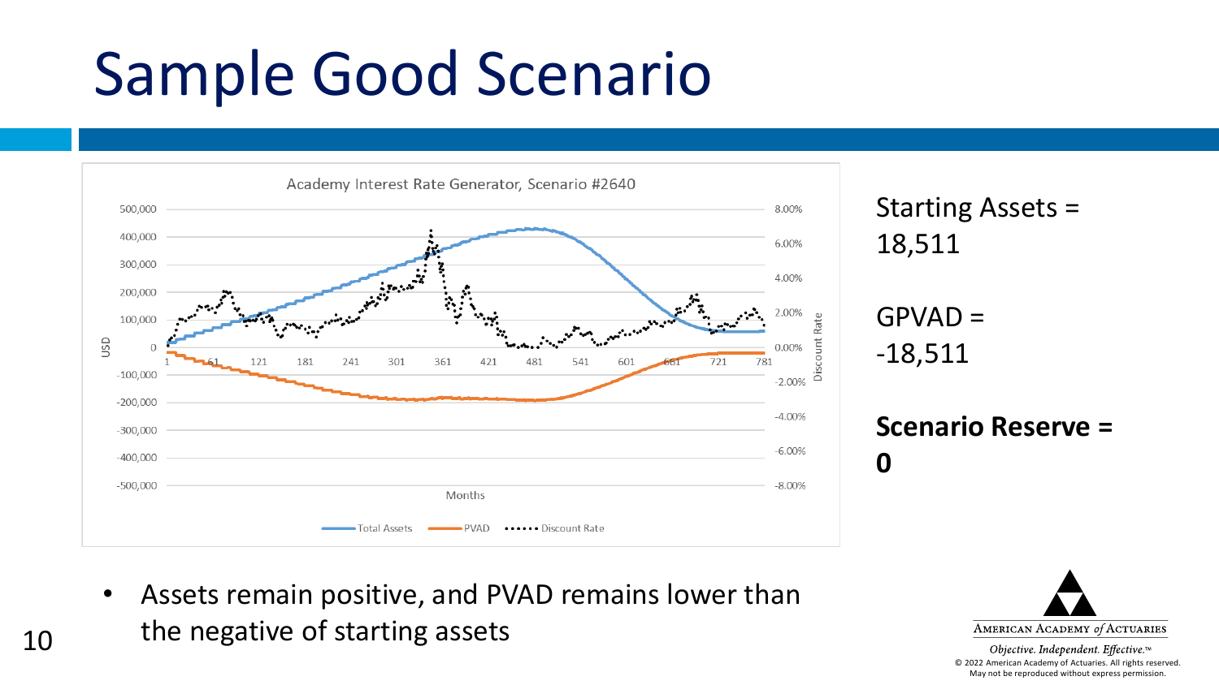# Sample Good Scenario

Academy Interest Rate Generator, Scenario #2640

Starting Assets = 18,511

GPVAD = -18,511

**Scenario Reserve = 0**

- Assets remain positive, and PVAD remains lower than the negative of starting assets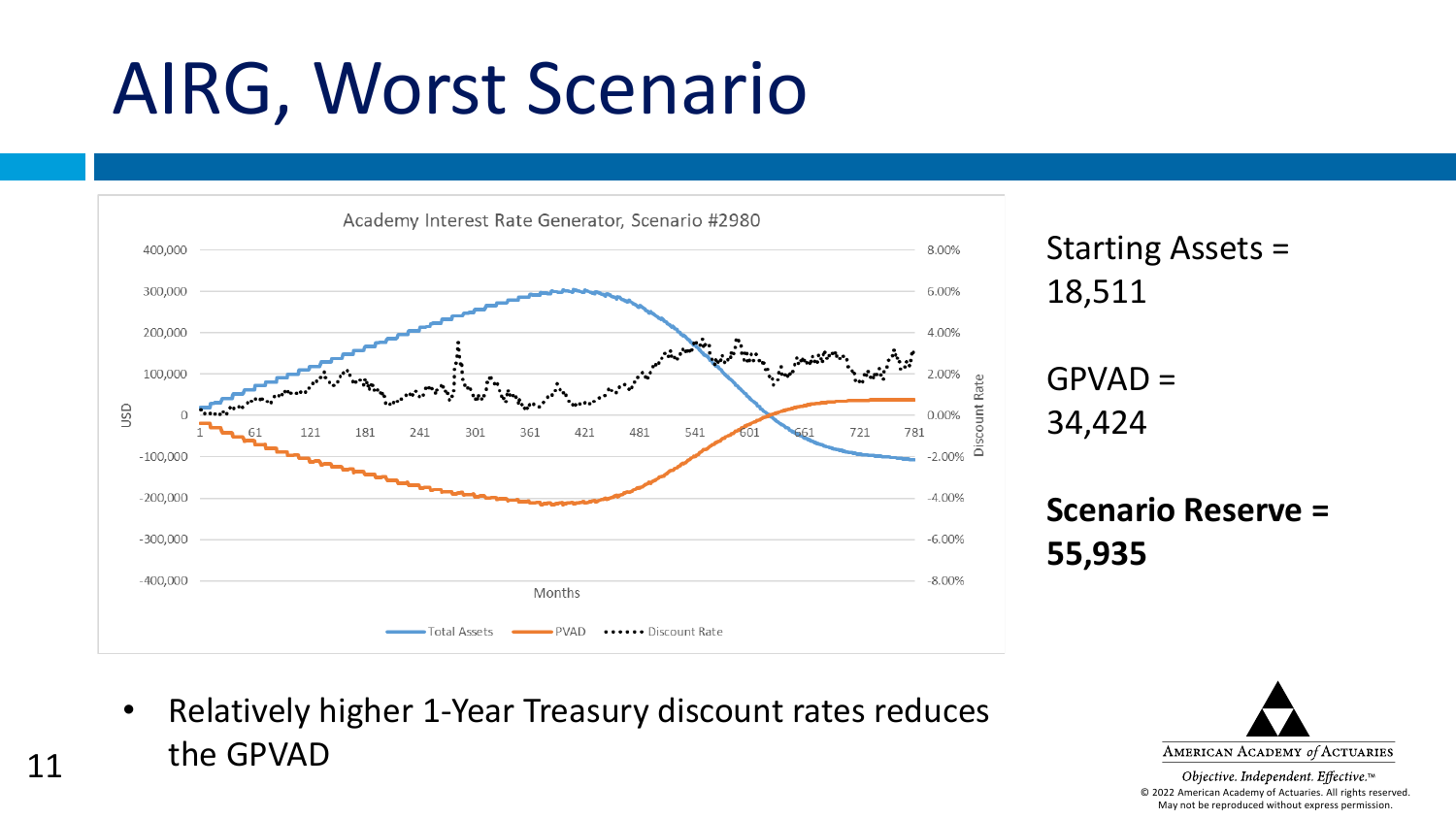# AIRG, Worst Scenario

Academy Interest Rate Generator, Scenario #2980

Starting Assets = 18,511

GPVAD = 34,424

**Scenario Reserve = 55,935**

- Relatively higher 1-Year Treasury discount rates reduces the GPVAD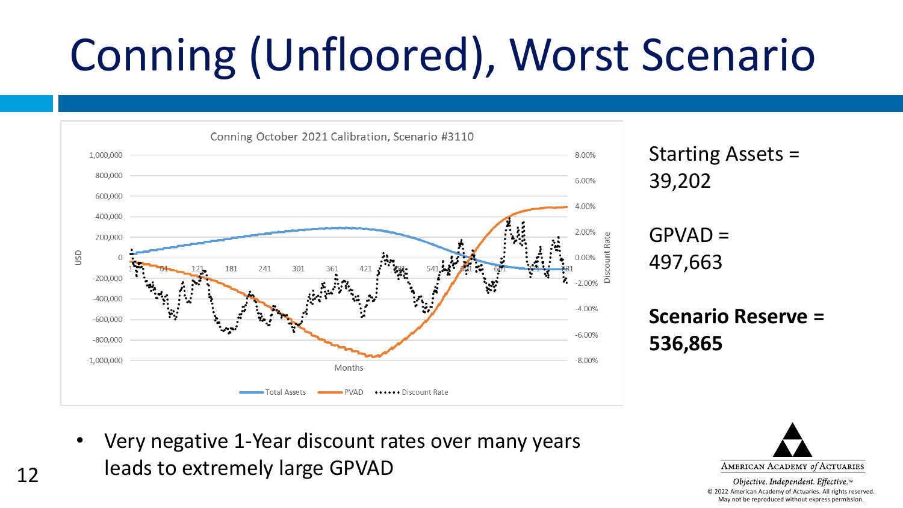# Conning (Unfloored), Worst Scenario

Conning October 2021 Calibration, Scenario #3110

Starting Assets = 39,202

GPVAD = 497,663

**Scenario Reserve = 536,865**

- Very negative 1-Year discount rates over many years leads to extremely large GPVAD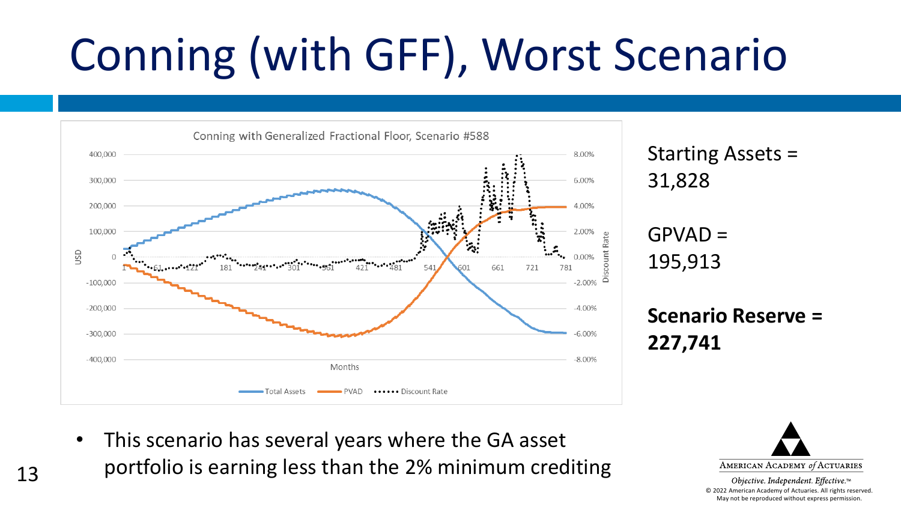# Conning (with GFF), Worst Scenario

Conning with Generalized Fractional Floor, Scenario #588

Starting Assets = 31,828

GPVAD = 195,913

**Scenario Reserve = 227,741**

- This scenario has several years where the GA asset portfolio is earning less than the 2% minimum crediting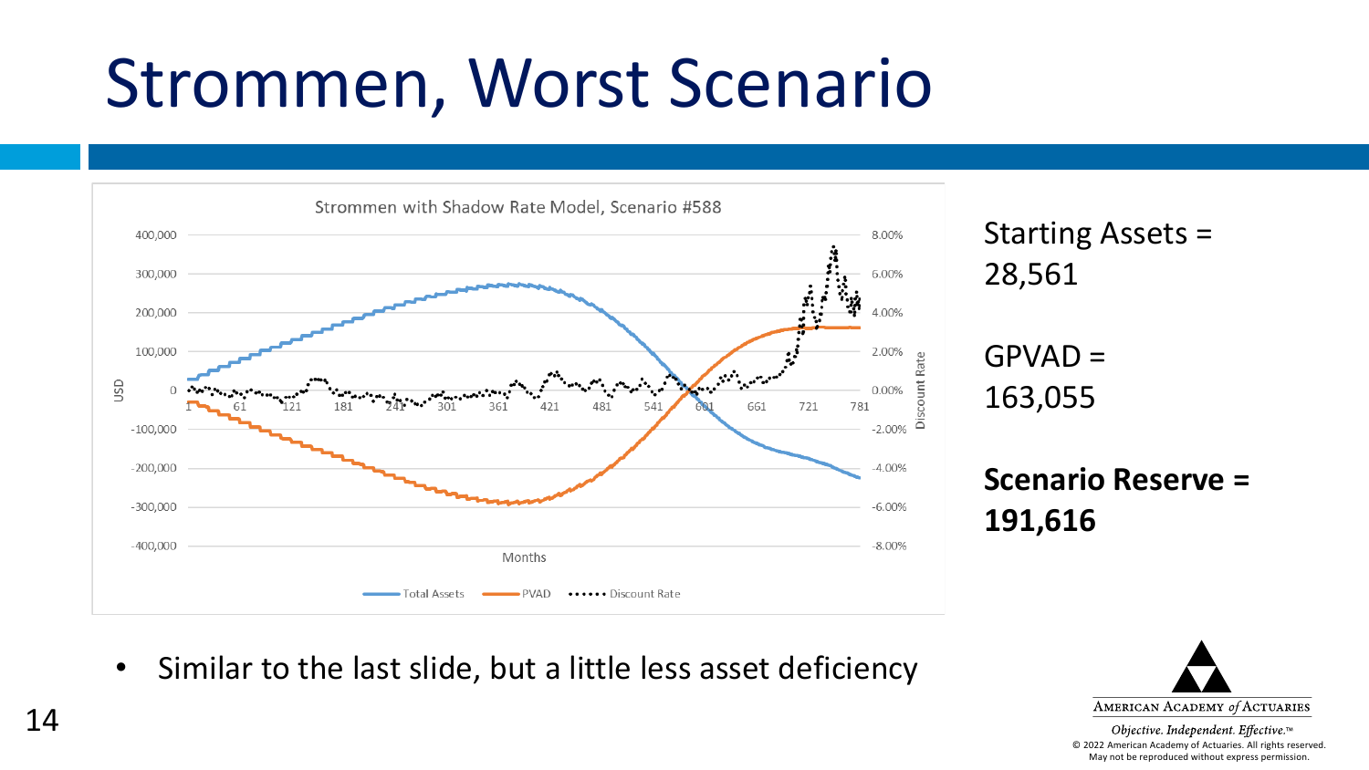# Strommen, Worst Scenario

Starting Assets = 28,561

GPVAD = 163,055

**Scenario Reserve = 191,616**

- Similar to the last slide, but a little less asset deficiency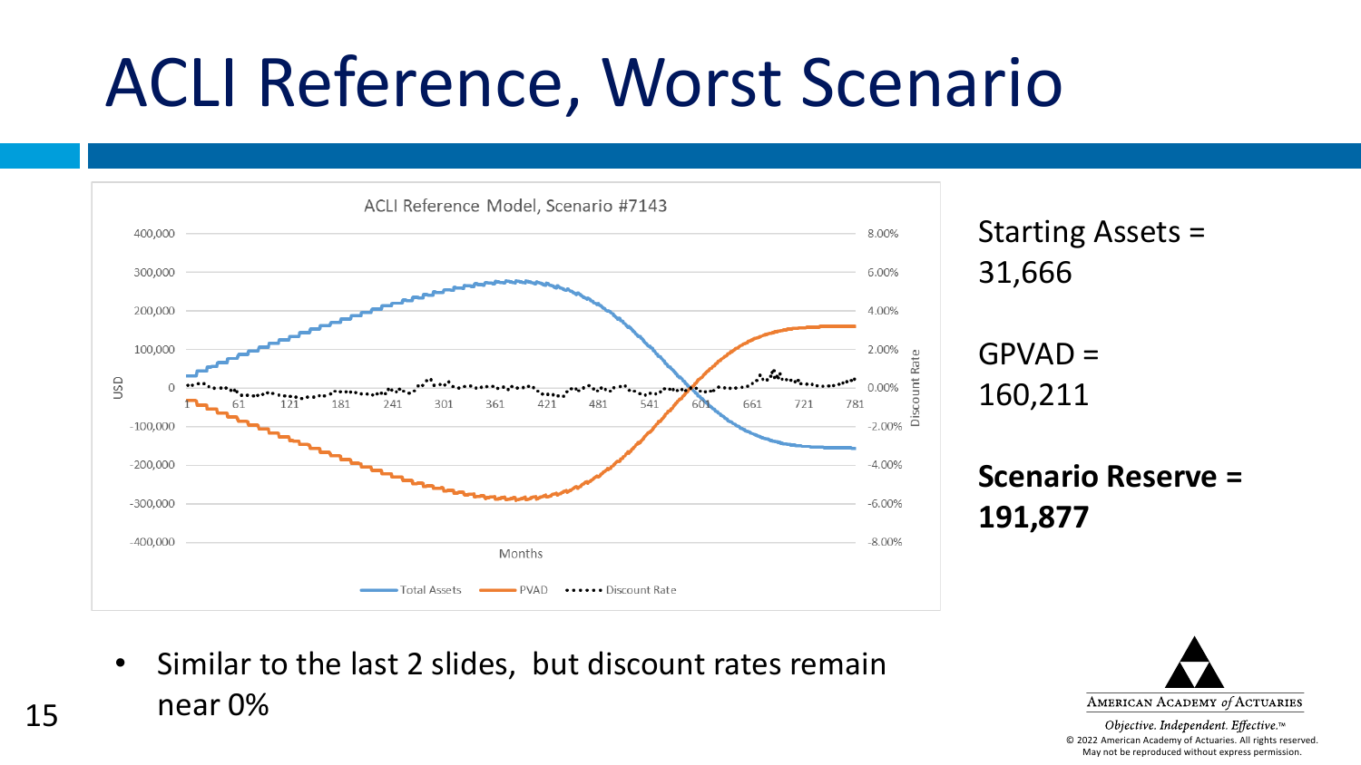# ACLI Reference, Worst Scenario

Starting Assets = 31,666

GPVAD = 160,211

**Scenario Reserve = 191,877**

- Similar to the last 2 slides, but discount rates remain near 0%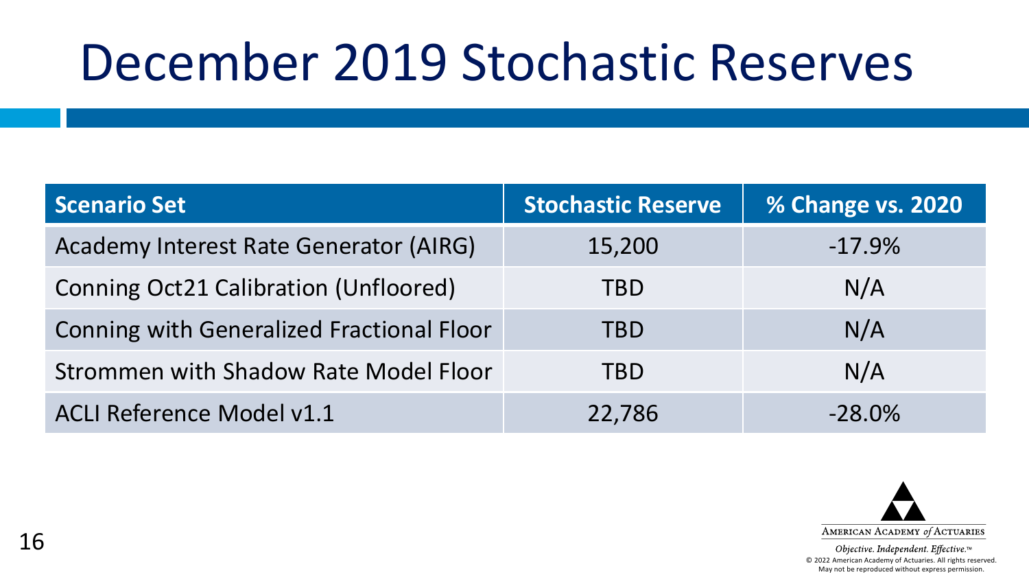# December 2019 Stochastic Reserves

| Scenario Set | Stochastic Reserve | % Change vs. 2020 |
|---|---|---|
| Academy Interest Rate Generator (AIRG) | 15,200 | -17.9% |
| Conning Oct21 Calibration (Unfloored) | TBD | N/A |
| Conning with Generalized Fractional Floor | TBD | N/A |
| Strommen with Shadow Rate Model Floor | TBD | N/A |
| ACLI Reference Model v1.1 | 22,786 | -28.0% |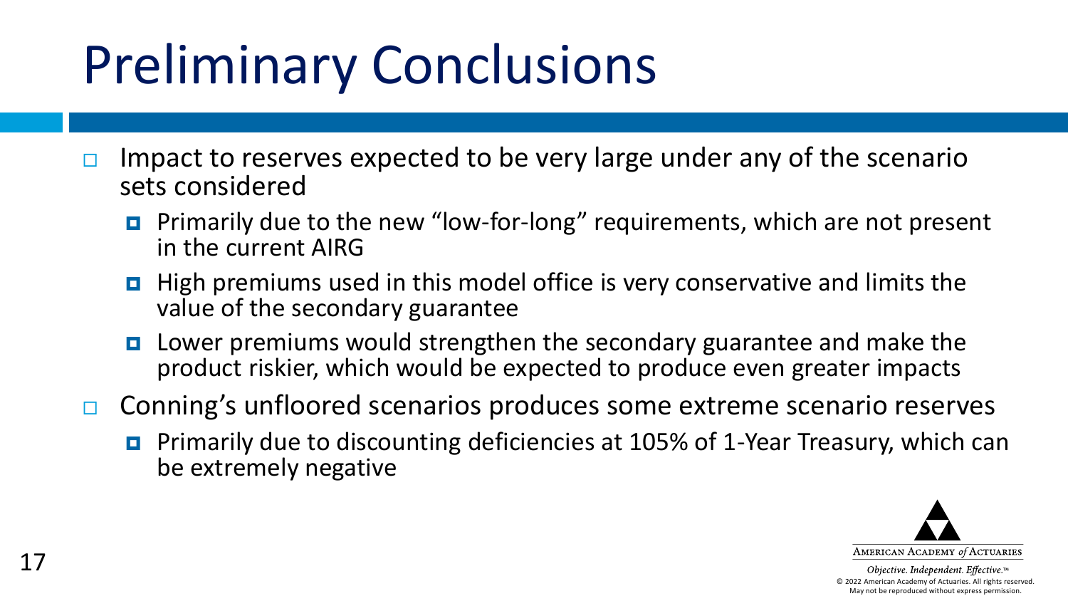# Preliminary Conclusions

- Impact to reserves expected to be very large under any of the scenario sets considered
  - Primarily due to the new "low-for-long" requirements, which are not present in the current AIRG
  - High premiums used in this model office is very conservative and limits the value of the secondary guarantee
  - Lower premiums would strengthen the secondary guarantee and make the product riskier, which would be expected to produce even greater impacts
- Conning's unfloored scenarios produces some extreme scenario reserves
  - Primarily due to discounting deficiencies at 105% of 1-Year Treasury, which can be extremely negative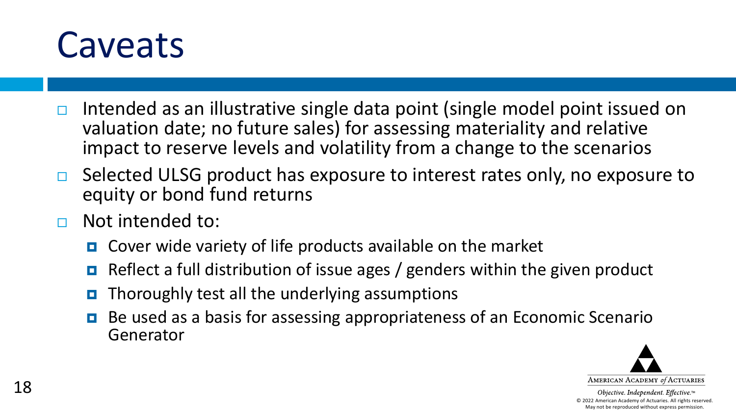# Caveats

- Intended as an illustrative single data point (single model point issued on valuation date; no future sales) for assessing materiality and relative impact to reserve levels and volatility from a change to the scenarios
- Selected ULSG product has exposure to interest rates only, no exposure to equity or bond fund returns
- Not intended to:
  - Cover wide variety of life products available on the market
  - Reflect a full distribution of issue ages / genders within the given product
  - Thoroughly test all the underlying assumptions
  - Be used as a basis for assessing appropriateness of an Economic Scenario Generator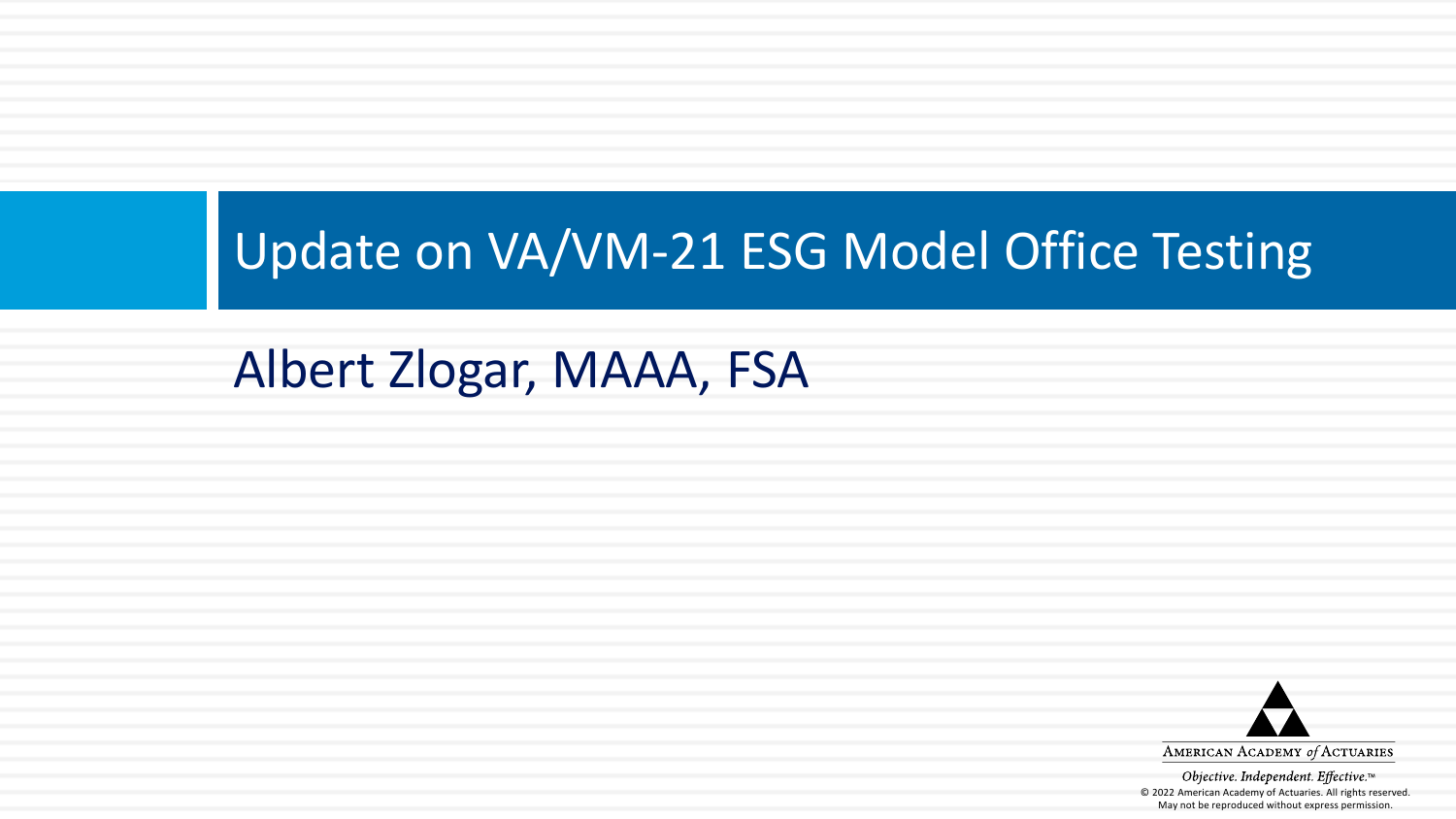# Update on VA/VM-21 ESG Model Office Testing

Albert Zlogar, MAAA, FSA

AMERICAN ACADEMY *of* ACTUARIES

*Objective. Independent. Effective.*™

© 2022 American Academy of Actuaries. All rights reserved. May not be reproduced without express permission.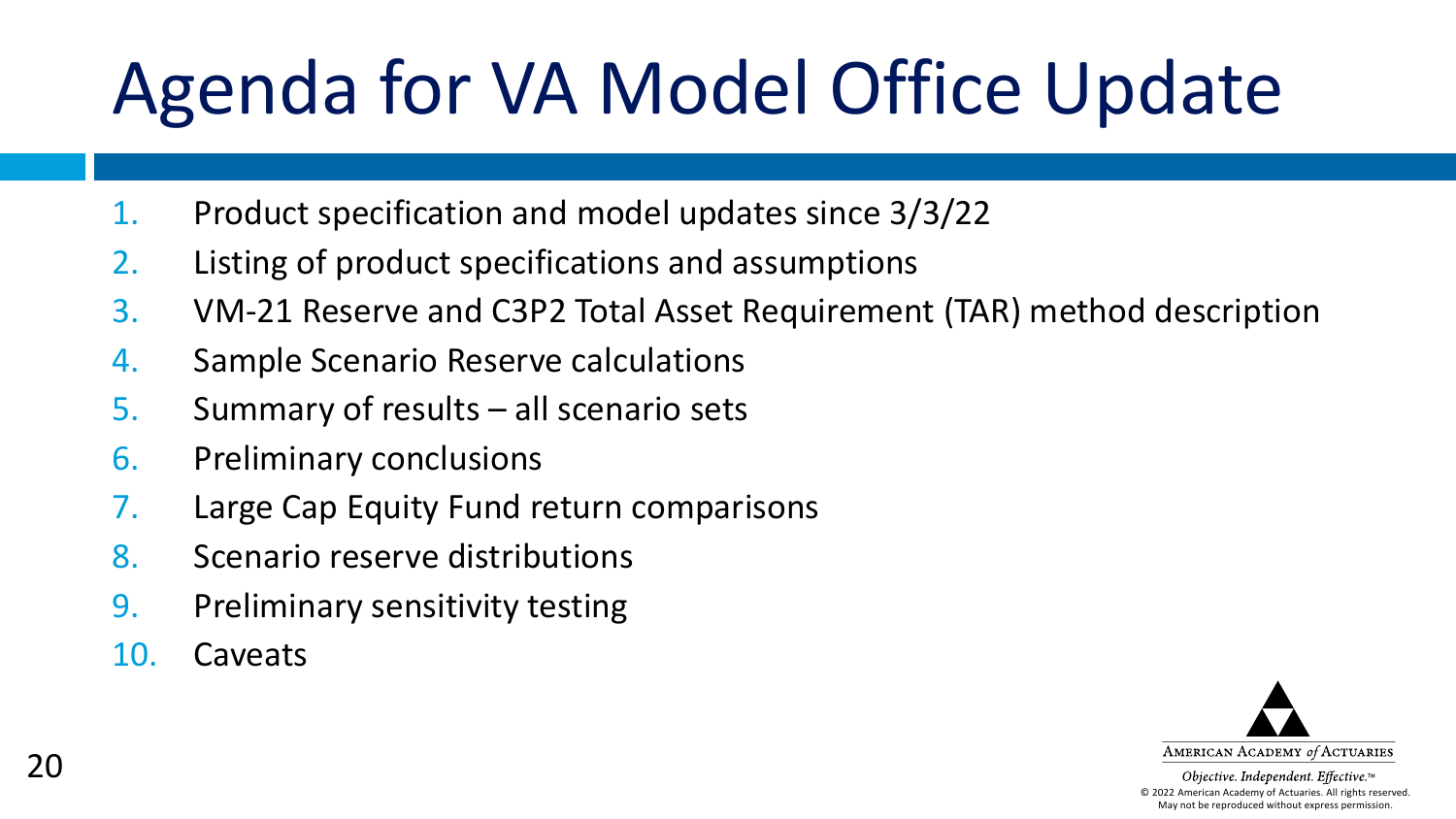# Agenda for VA Model Office Update

1. Product specification and model updates since 3/3/22
2. Listing of product specifications and assumptions
3. VM-21 Reserve and C3P2 Total Asset Requirement (TAR) method description
4. Sample Scenario Reserve calculations
5. Summary of results – all scenario sets
6. Preliminary conclusions
7. Large Cap Equity Fund return comparisons
8. Scenario reserve distributions
9. Preliminary sensitivity testing
10. Caveats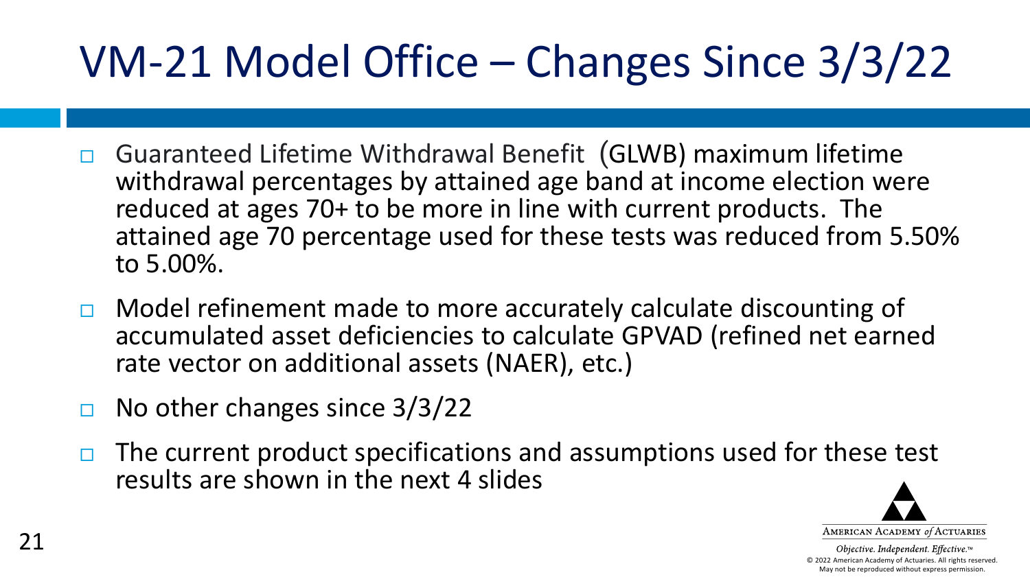# VM-21 Model Office – Changes Since 3/3/22

- Guaranteed Lifetime Withdrawal Benefit (GLWB) maximum lifetime withdrawal percentages by attained age band at income election were reduced at ages 70+ to be more in line with current products. The attained age 70 percentage used for these tests was reduced from 5.50% to 5.00%.
- Model refinement made to more accurately calculate discounting of accumulated asset deficiencies to calculate GPVAD (refined net earned rate vector on additional assets (NAER), etc.)
- No other changes since 3/3/22
- The current product specifications and assumptions used for these test results are shown in the next 4 slides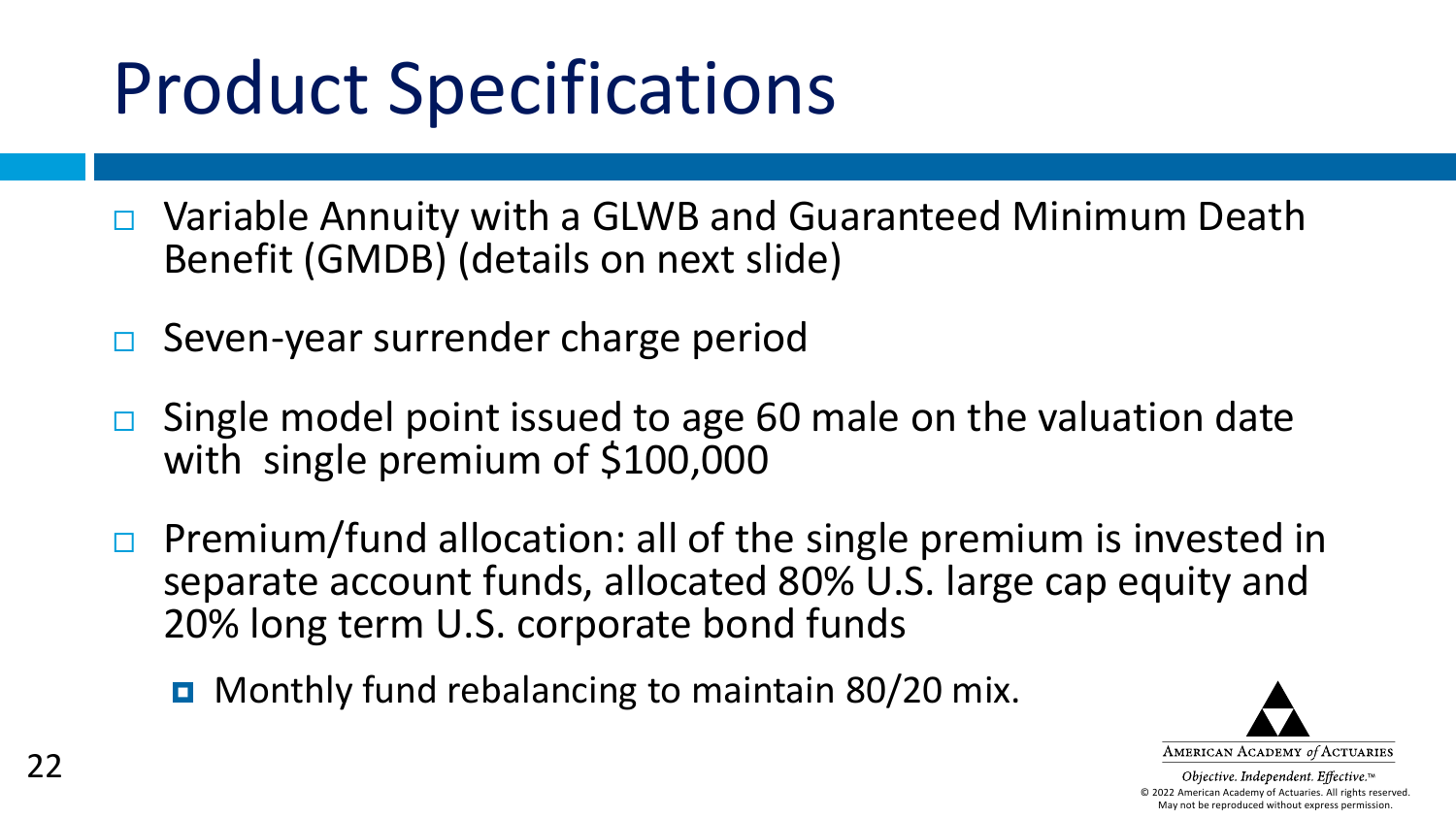# Product Specifications

- Variable Annuity with a GLWB and Guaranteed Minimum Death Benefit (GMDB) (details on next slide)
- Seven-year surrender charge period
- Single model point issued to age 60 male on the valuation date with single premium of $100,000
- Premium/fund allocation: all of the single premium is invested in separate account funds, allocated 80% U.S. large cap equity and 20% long term U.S. corporate bond funds
  - Monthly fund rebalancing to maintain 80/20 mix.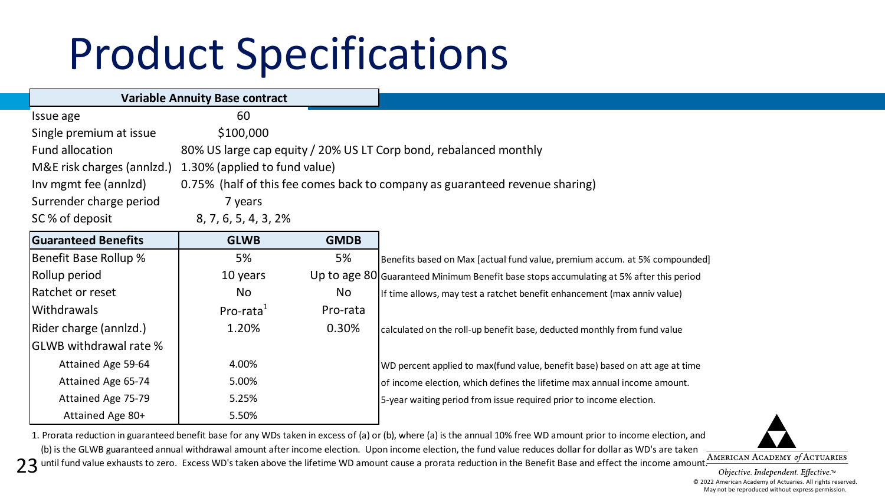# Product Specifications

| Variable Annuity Base contract | |
|---|---|
| Issue age | 60 |
| Single premium at issue | $100,000 |
| Fund allocation | 80% US large cap equity / 20% US LT Corp bond, rebalanced monthly |
| M&E risk charges (annlzd.) | 1.30% (applied to fund value) |
| Inv mgmt fee (annlzd) | 0.75% (half of this fee comes back to company as guaranteed revenue sharing) |
| Surrender charge period | 7 years |
| SC % of deposit | 8, 7, 6, 5, 4, 3, 2% |

| Guaranteed Benefits | GLWB | GMDB | |
|---|---|---|---|
| Benefit Base Rollup % | 5% | 5% | Benefits based on Max [actual fund value, premium accum. at 5% compounded] |
| Rollup period | 10 years | Up to age 80 | Guaranteed Minimum Benefit base stops accumulating at 5% after this period |
| Ratchet or reset | No | No | If time allows, may test a ratchet benefit enhancement (max anniv value) |
| Withdrawals | Pro-rata[1] | Pro-rata | |
| Rider charge (annlzd.) | 1.20% | 0.30% | calculated on the roll-up benefit base, deducted monthly from fund value |
| GLWB withdrawal rate % | | | |
| Attained Age 59-64 | 4.00% | | WD percent applied to max(fund value, benefit base) based on att age at time |
| Attained Age 65-74 | 5.00% | | of income election, which defines the lifetime max annual income amount. |
| Attained Age 75-79 | 5.25% | | 5-year waiting period from issue required prior to income election. |
| Attained Age 80+ | 5.50% | | |

1. Prorata reduction in guaranteed benefit base for any WDs taken in excess of (a) or (b), where (a) is the annual 10% free WD amount prior to income election, and (b) is the GLWB guaranteed annual withdrawal amount after income election. Upon income election, the fund value reduces dollar for dollar as WD's are taken until fund value exhausts to zero. Excess WD's taken above the lifetime WD amount cause a prorata reduction in the Benefit Base and effect the income amount.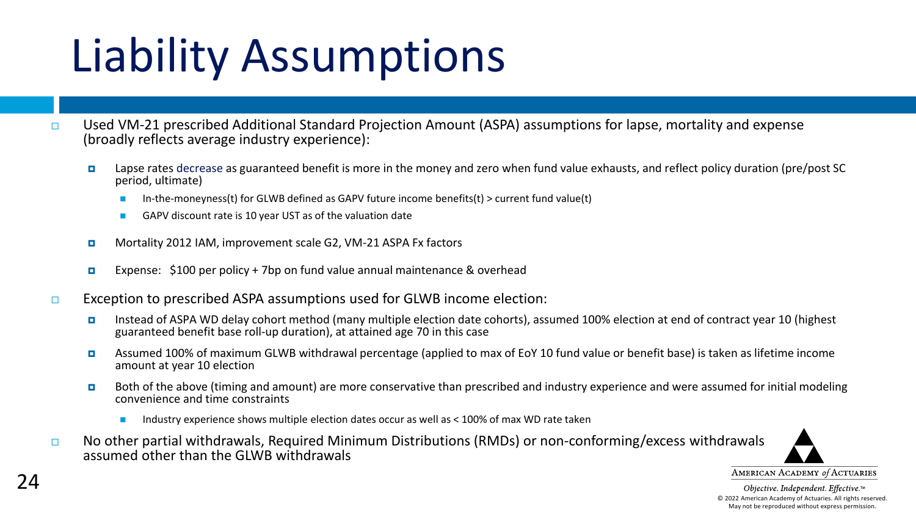# Liability Assumptions

- Used VM-21 prescribed Additional Standard Projection Amount (ASPA) assumptions for lapse, mortality and expense (broadly reflects average industry experience):
  - Lapse rates decrease as guaranteed benefit is more in the money and zero when fund value exhausts, and reflect policy duration (pre/post SC period, ultimate)
    - In-the-moneyness(t) for GLWB defined as GAPV future income benefits(t) > current fund value(t)
    - GAPV discount rate is 10 year UST as of the valuation date
  - Mortality 2012 IAM, improvement scale G2, VM-21 ASPA Fx factors
  - Expense: $100 per policy + 7bp on fund value annual maintenance & overhead
- Exception to prescribed ASPA assumptions used for GLWB income election:
  - Instead of ASPA WD delay cohort method (many multiple election date cohorts), assumed 100% election at end of contract year 10 (highest guaranteed benefit base roll-up duration), at attained age 70 in this case
  - Assumed 100% of maximum GLWB withdrawal percentage (applied to max of EoY 10 fund value or benefit base) is taken as lifetime income amount at year 10 election
  - Both of the above (timing and amount) are more conservative than prescribed and industry experience and were assumed for initial modeling convenience and time constraints
    - Industry experience shows multiple election dates occur as well as < 100% of max WD rate taken
- No other partial withdrawals, Required Minimum Distributions (RMDs) or non-conforming/excess withdrawals assumed other than the GLWB withdrawals

American Academy *of* Actuaries

*Objective. Independent. Effective.™*

© 2022 American Academy of Actuaries. All rights reserved. May not be reproduced without express permission.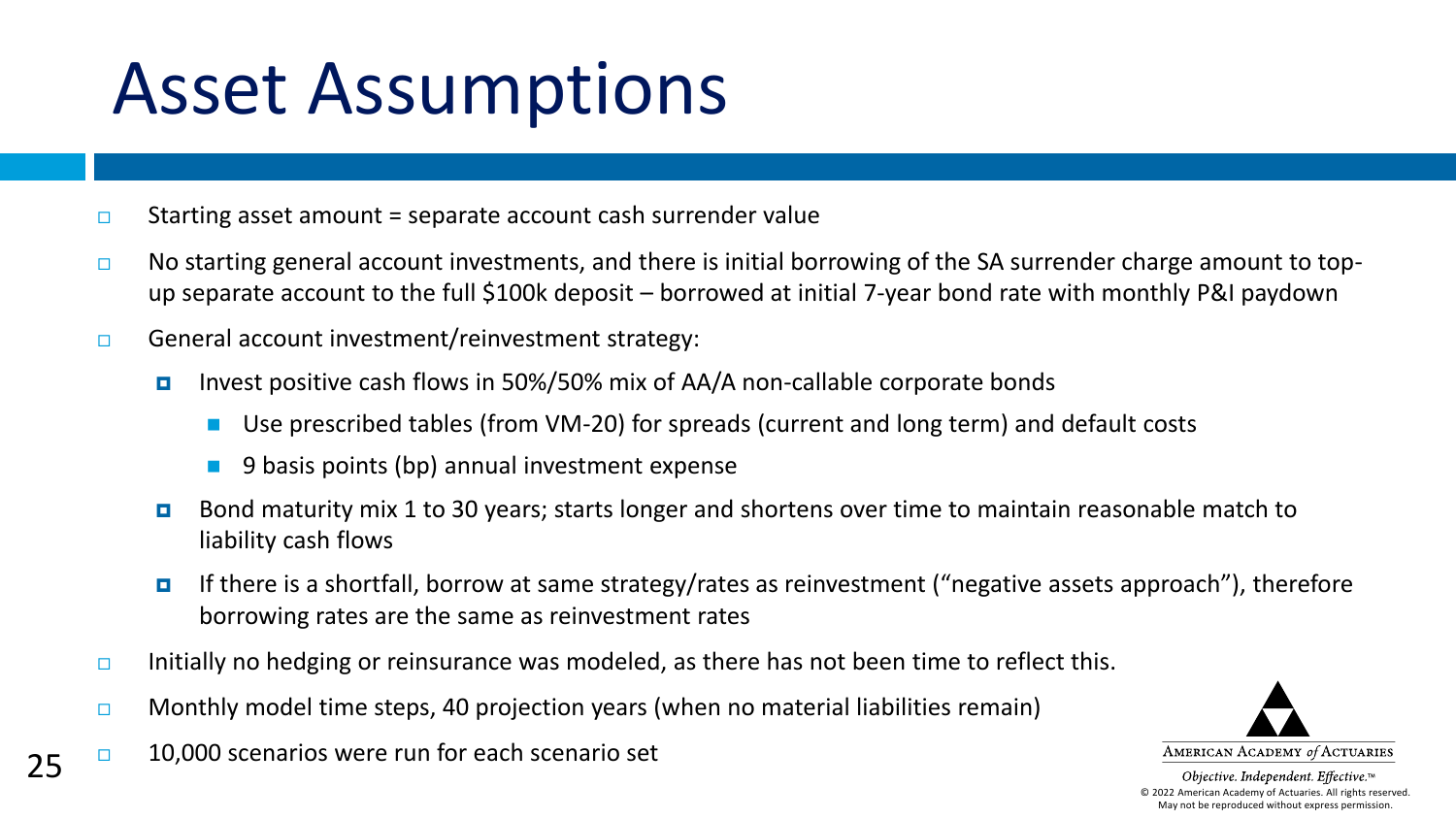# Asset Assumptions

- Starting asset amount = separate account cash surrender value
- No starting general account investments, and there is initial borrowing of the SA surrender charge amount to top-up separate account to the full $100k deposit – borrowed at initial 7-year bond rate with monthly P&I paydown
- General account investment/reinvestment strategy:
  - Invest positive cash flows in 50%/50% mix of AA/A non-callable corporate bonds
    - Use prescribed tables (from VM-20) for spreads (current and long term) and default costs
    - 9 basis points (bp) annual investment expense
  - Bond maturity mix 1 to 30 years; starts longer and shortens over time to maintain reasonable match to liability cash flows
  - If there is a shortfall, borrow at same strategy/rates as reinvestment ("negative assets approach"), therefore borrowing rates are the same as reinvestment rates
- Initially no hedging or reinsurance was modeled, as there has not been time to reflect this.
- Monthly model time steps, 40 projection years (when no material liabilities remain)
- 10,000 scenarios were run for each scenario set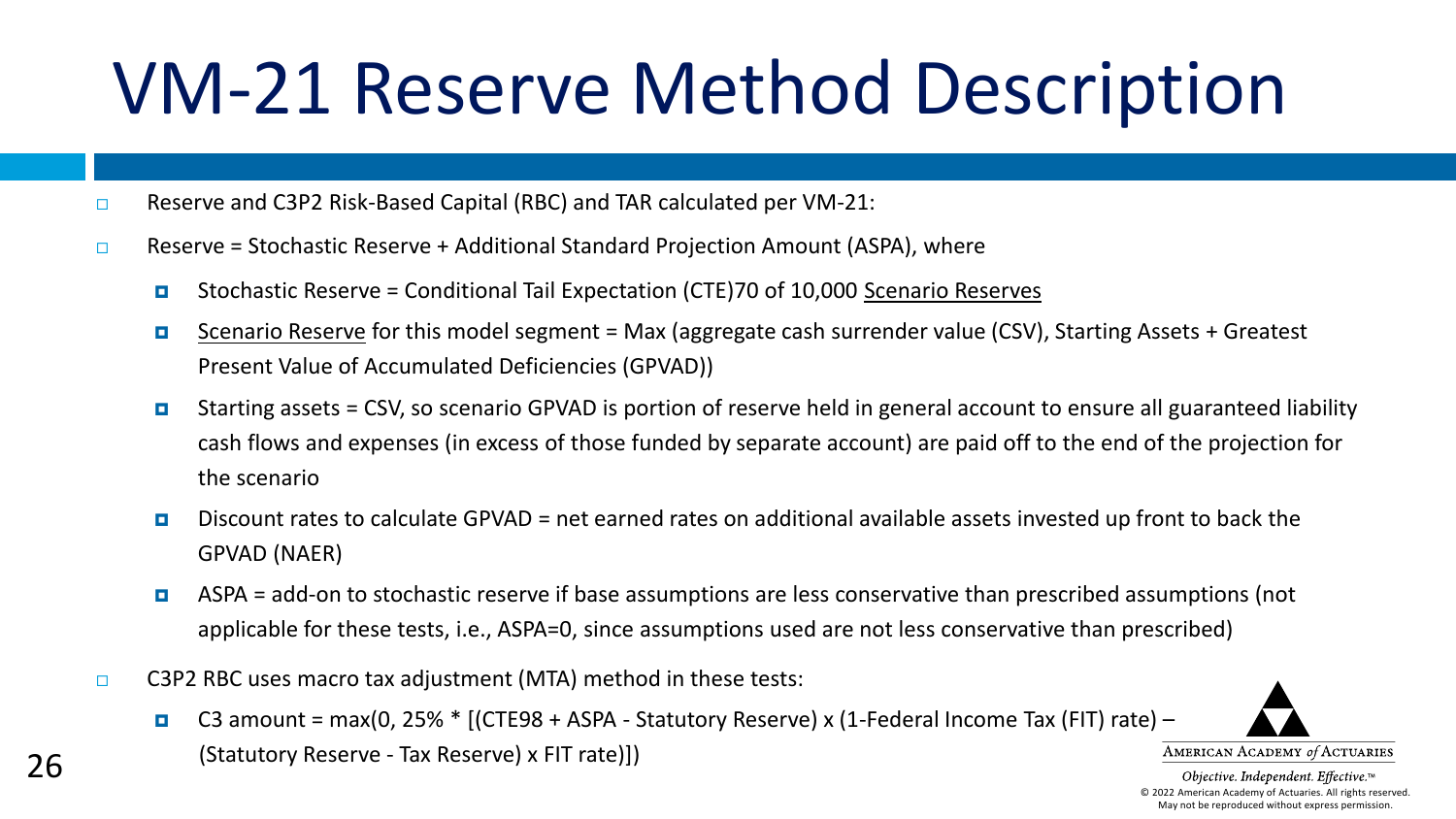# VM-21 Reserve Method Description

- Reserve and C3P2 Risk-Based Capital (RBC) and TAR calculated per VM-21:
- Reserve = Stochastic Reserve + Additional Standard Projection Amount (ASPA), where
  - Stochastic Reserve = Conditional Tail Expectation (CTE)70 of 10,000 Scenario Reserves
  - Scenario Reserve for this model segment = Max (aggregate cash surrender value (CSV), Starting Assets + Greatest Present Value of Accumulated Deficiencies (GPVAD))
  - Starting assets = CSV, so scenario GPVAD is portion of reserve held in general account to ensure all guaranteed liability cash flows and expenses (in excess of those funded by separate account) are paid off to the end of the projection for the scenario
  - Discount rates to calculate GPVAD = net earned rates on additional available assets invested up front to back the GPVAD (NAER)
  - ASPA = add-on to stochastic reserve if base assumptions are less conservative than prescribed assumptions (not applicable for these tests, i.e., ASPA=0, since assumptions used are not less conservative than prescribed)
- C3P2 RBC uses macro tax adjustment (MTA) method in these tests:
  - C3 amount = max(0, 25% * [(CTE98 + ASPA - Statutory Reserve) x (1-Federal Income Tax (FIT) rate) – (Statutory Reserve - Tax Reserve) x FIT rate)])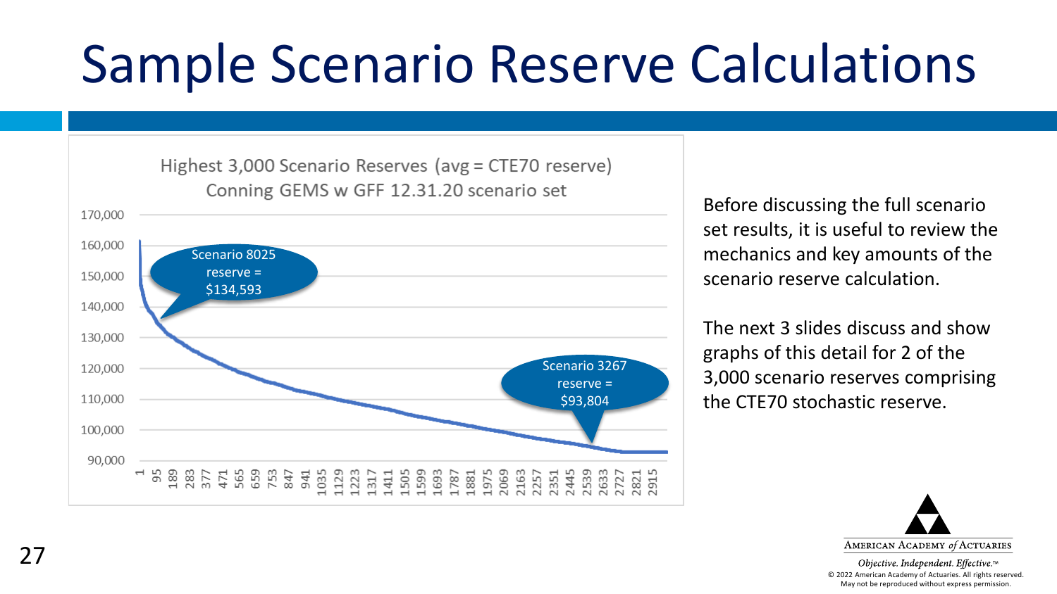# Sample Scenario Reserve Calculations

Highest 3,000 Scenario Reserves (avg = CTE70 reserve)
Conning GEMS w GFF 12.31.20 scenario set

Scenario 8025 reserve = $134,593

Scenario 3267 reserve = $93,804

Before discussing the full scenario set results, it is useful to review the mechanics and key amounts of the scenario reserve calculation.

The next 3 slides discuss and show graphs of this detail for 2 of the 3,000 scenario reserves comprising the CTE70 stochastic reserve.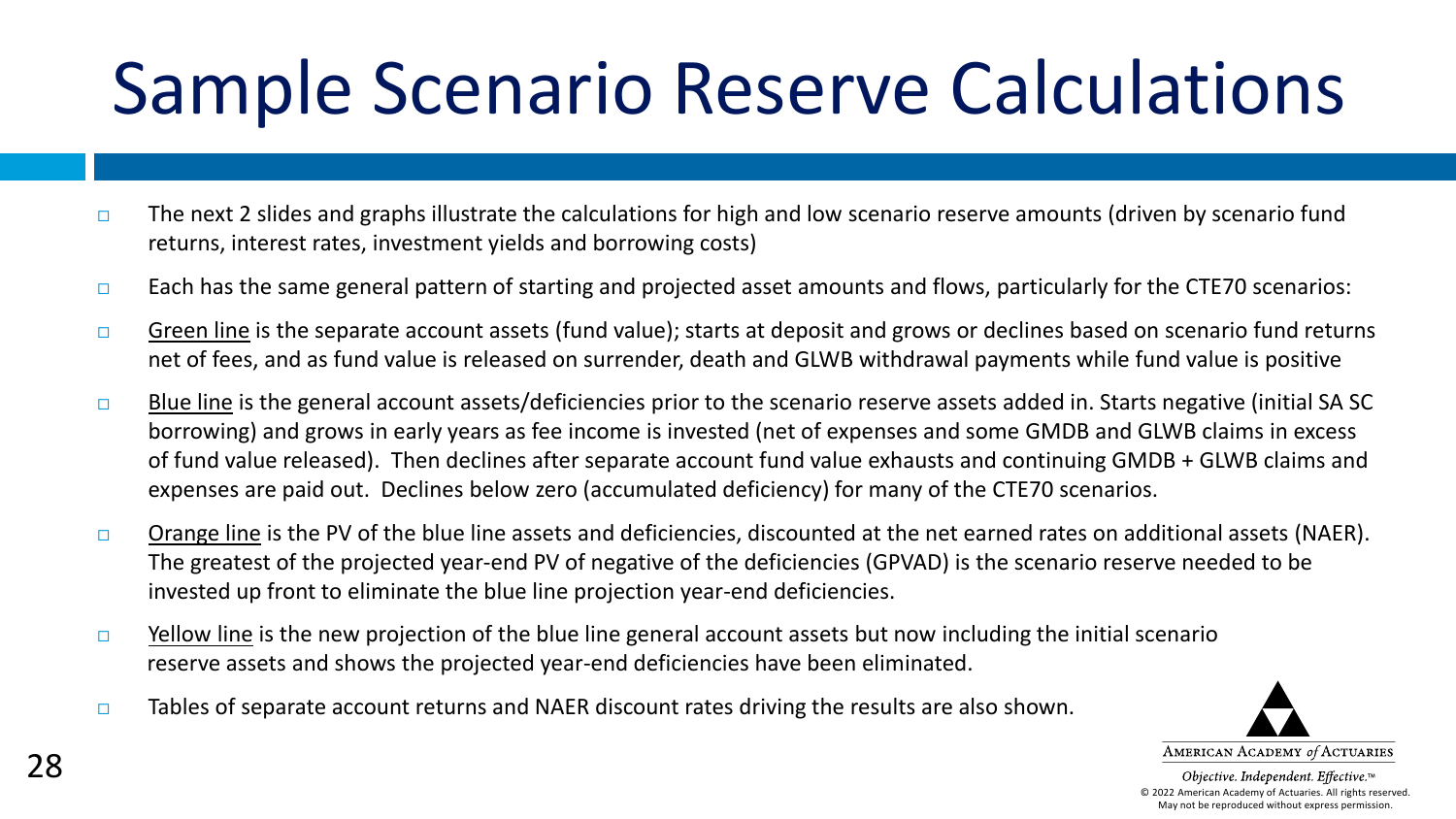# Sample Scenario Reserve Calculations

- The next 2 slides and graphs illustrate the calculations for high and low scenario reserve amounts (driven by scenario fund returns, interest rates, investment yields and borrowing costs)
- Each has the same general pattern of starting and projected asset amounts and flows, particularly for the CTE70 scenarios:
- Green line is the separate account assets (fund value); starts at deposit and grows or declines based on scenario fund returns net of fees, and as fund value is released on surrender, death and GLWB withdrawal payments while fund value is positive
- Blue line is the general account assets/deficiencies prior to the scenario reserve assets added in. Starts negative (initial SA SC borrowing) and grows in early years as fee income is invested (net of expenses and some GMDB and GLWB claims in excess of fund value released). Then declines after separate account fund value exhausts and continuing GMDB + GLWB claims and expenses are paid out. Declines below zero (accumulated deficiency) for many of the CTE70 scenarios.
- Orange line is the PV of the blue line assets and deficiencies, discounted at the net earned rates on additional assets (NAER). The greatest of the projected year-end PV of negative of the deficiencies (GPVAD) is the scenario reserve needed to be invested up front to eliminate the blue line projection year-end deficiencies.
- Yellow line is the new projection of the blue line general account assets but now including the initial scenario reserve assets and shows the projected year-end deficiencies have been eliminated.
- Tables of separate account returns and NAER discount rates driving the results are also shown.

AMERICAN ACADEMY *of* ACTUARIES

*Objective. Independent. Effective.™*

© 2022 American Academy of Actuaries. All rights reserved. May not be reproduced without express permission.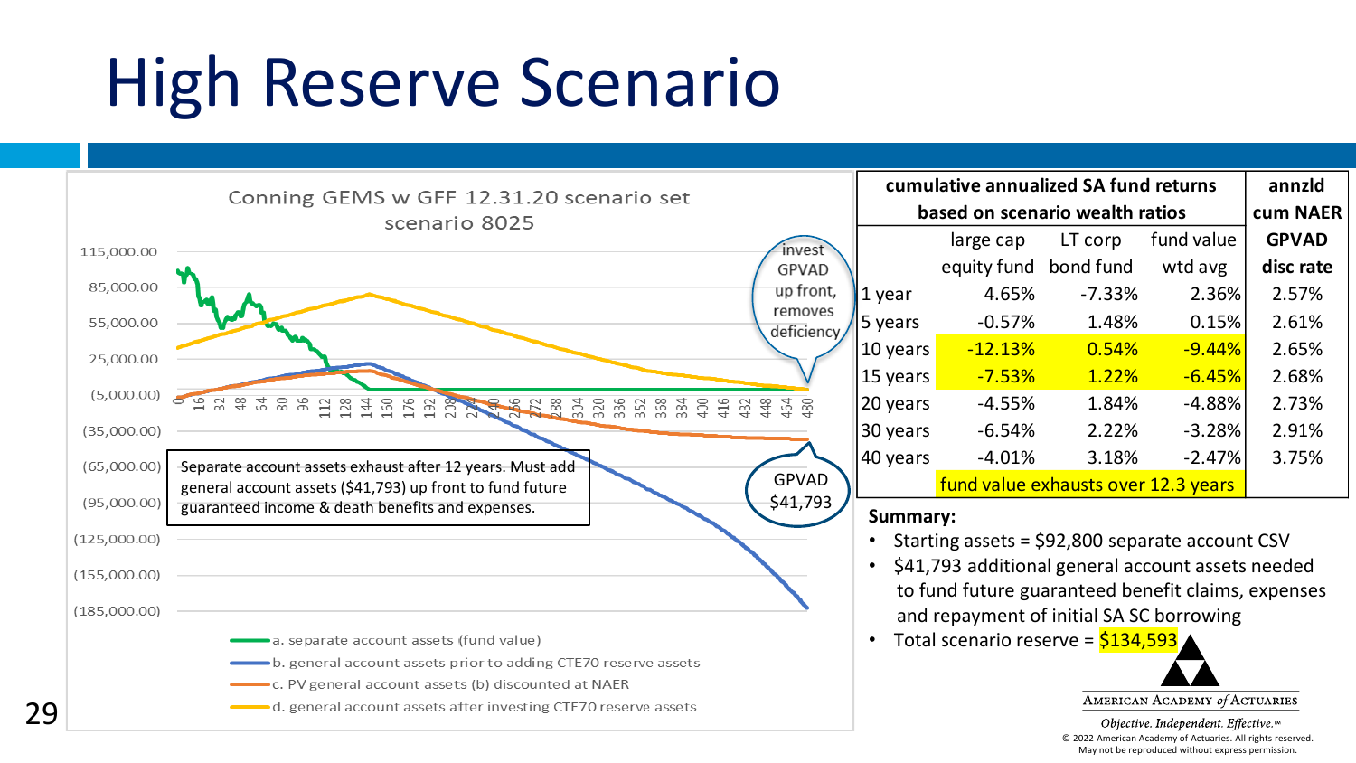# High Reserve Scenario

**Conning GEMS w GFF 12.31.20 scenario set scenario 8025**

invest GPVAD up front, removes deficiency

Separate account assets exhaust after 12 years. Must add general account assets ($41,793) up front to fund future guaranteed income & death benefits and expenses.

GPVAD $41,793

- a. separate account assets (fund value)
- b. general account assets prior to adding CTE70 reserve assets
- c. PV general account assets (b) discounted at NAER
- d. general account assets after investing CTE70 reserve assets

| cumulative annualized SA fund returns based on scenario wealth ratios | | | | annzld cum NAER |
|---|---|---|---|---|
| | large cap equity fund | LT corp bond fund | fund value wtd avg | GPVAD disc rate |
| 1 year | 4.65% | -7.33% | 2.36% | 2.57% |
| 5 years | -0.57% | 1.48% | 0.15% | 2.61% |
| 10 years | -12.13% | 0.54% | -9.44% | 2.65% |
| 15 years | -7.53% | 1.22% | -6.45% | 2.68% |
| 20 years | -4.55% | 1.84% | -4.88% | 2.73% |
| 30 years | -6.54% | 2.22% | -3.28% | 2.91% |
| 40 years | -4.01% | 3.18% | -2.47% | 3.75% |
| | fund value exhausts over 12.3 years | | | |

**Summary:**

- Starting assets = $92,800 separate account CSV
- $41,793 additional general account assets needed to fund future guaranteed benefit claims, expenses and repayment of initial SA SC borrowing
- Total scenario reserve = $134,593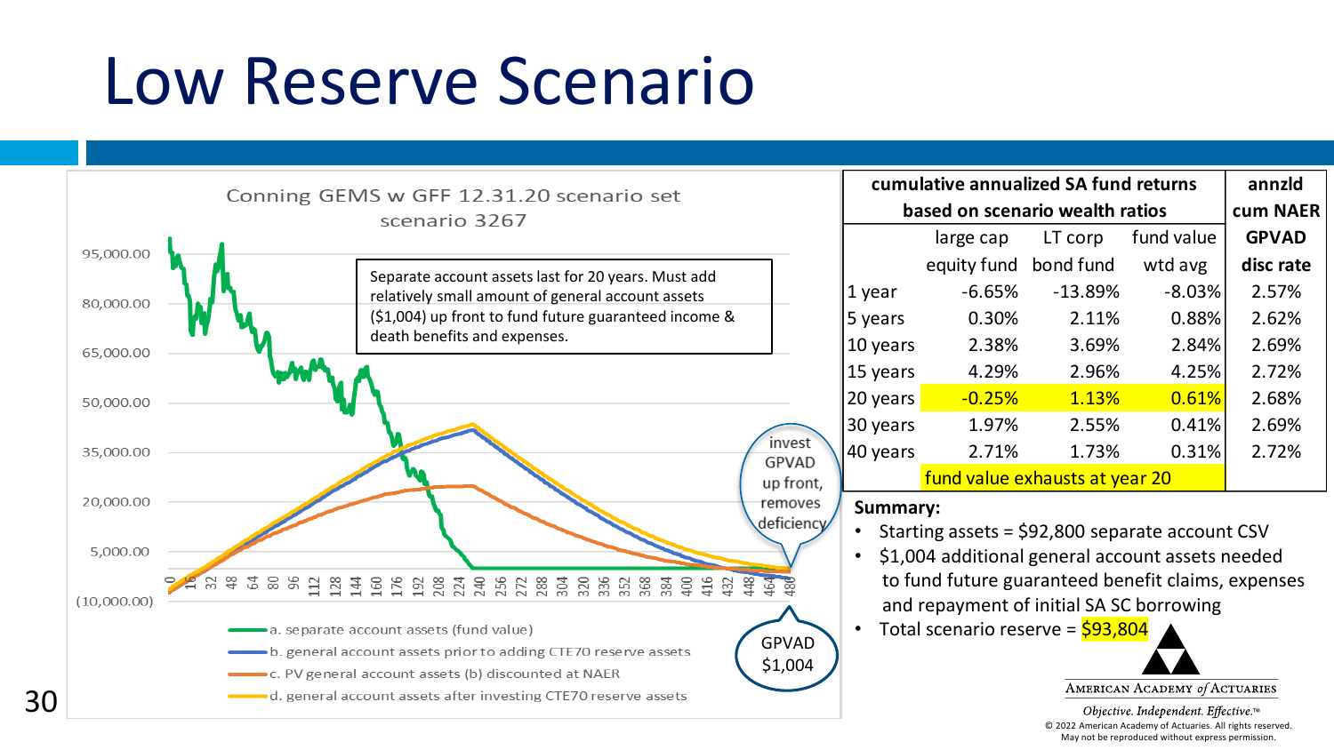# Low Reserve Scenario

Conning GEMS w GFF 12.31.20 scenario set
scenario 3267

Separate account assets last for 20 years. Must add relatively small amount of general account assets ($1,004) up front to fund future guaranteed income & death benefits and expenses.

invest GPVAD up front, removes deficiency

GPVAD $1,004

- a. separate account assets (fund value)
- b. general account assets prior to adding CTE70 reserve assets
- c. PV general account assets (b) discounted at NAER
- d. general account assets after investing CTE70 reserve assets

| cumulative annualized SA fund returns based on scenario wealth ratios | | | | annzld cum NAER |
|---|---|---|---|---|
| | large cap equity fund | LT corp bond fund | fund value wtd avg | GPVAD disc rate |
| 1 year | -6.65% | -13.89% | -8.03% | 2.57% |
| 5 years | 0.30% | 2.11% | 0.88% | 2.62% |
| 10 years | 2.38% | 3.69% | 2.84% | 2.69% |
| 15 years | 4.29% | 2.96% | 4.25% | 2.72% |
| 20 years | -0.25% | 1.13% | 0.61% | 2.68% |
| 30 years | 1.97% | 2.55% | 0.41% | 2.69% |
| 40 years | 2.71% | 1.73% | 0.31% | 2.72% |
| | fund value exhausts at year 20 | | | |

**Summary:**

- Starting assets = $92,800 separate account CSV
- $1,004 additional general account assets needed to fund future guaranteed benefit claims, expenses and repayment of initial SA SC borrowing
- Total scenario reserve = $93,804

American Academy *of* Actuaries
*Objective. Independent. Effective.*™
© 2022 American Academy of Actuaries. All rights reserved. May not be reproduced without express permission.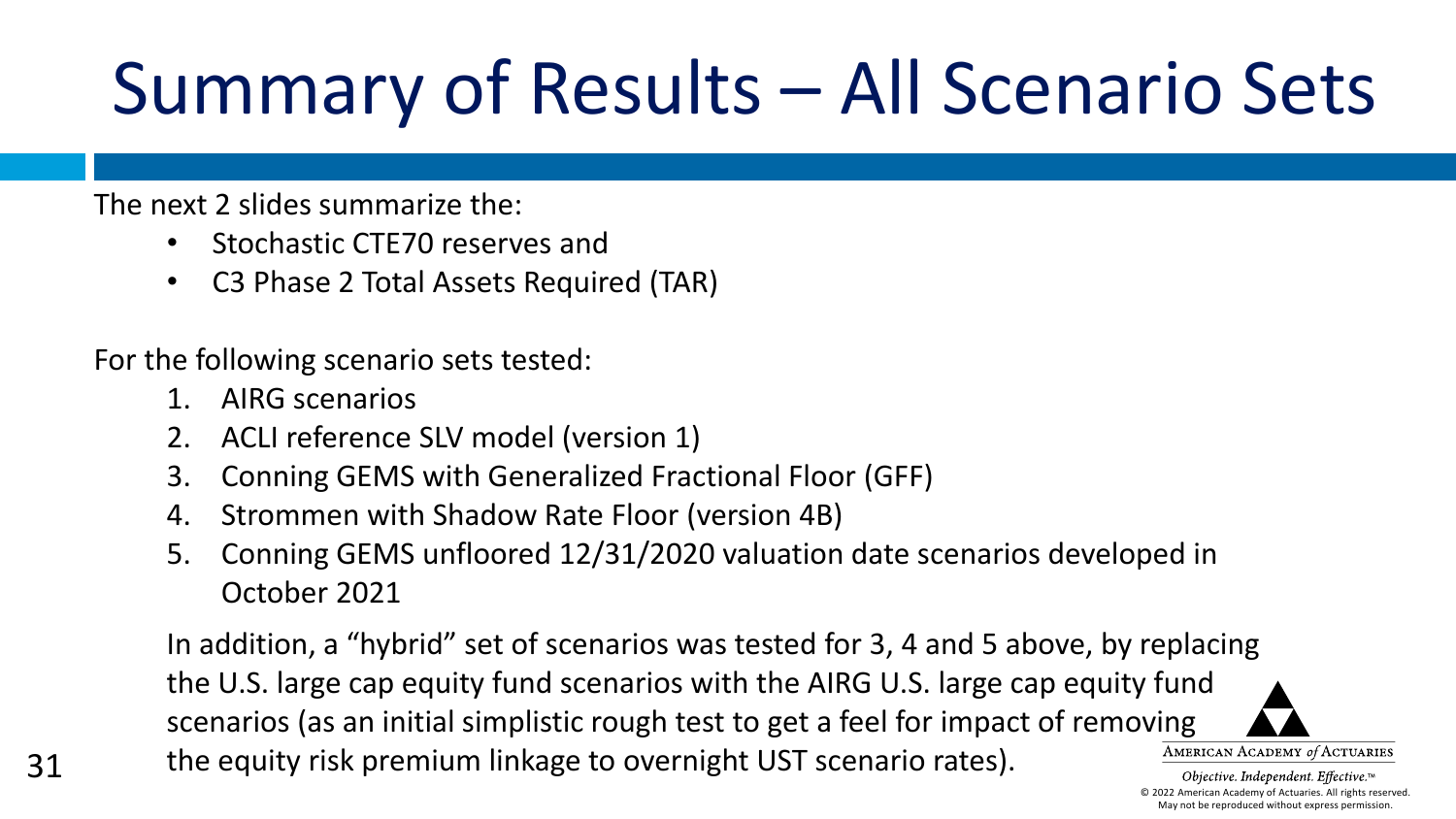# Summary of Results – All Scenario Sets

The next 2 slides summarize the:

- Stochastic CTE70 reserves and
- C3 Phase 2 Total Assets Required (TAR)

For the following scenario sets tested:

1. AIRG scenarios
2. ACLI reference SLV model (version 1)
3. Conning GEMS with Generalized Fractional Floor (GFF)
4. Strommen with Shadow Rate Floor (version 4B)
5. Conning GEMS unfloored 12/31/2020 valuation date scenarios developed in October 2021

In addition, a "hybrid" set of scenarios was tested for 3, 4 and 5 above, by replacing the U.S. large cap equity fund scenarios with the AIRG U.S. large cap equity fund scenarios (as an initial simplistic rough test to get a feel for impact of removing the equity risk premium linkage to overnight UST scenario rates).

AMERICAN ACADEMY *of* ACTUARIES

*Objective. Independent. Effective.™*

© 2022 American Academy of Actuaries. All rights reserved.
May not be reproduced without express permission.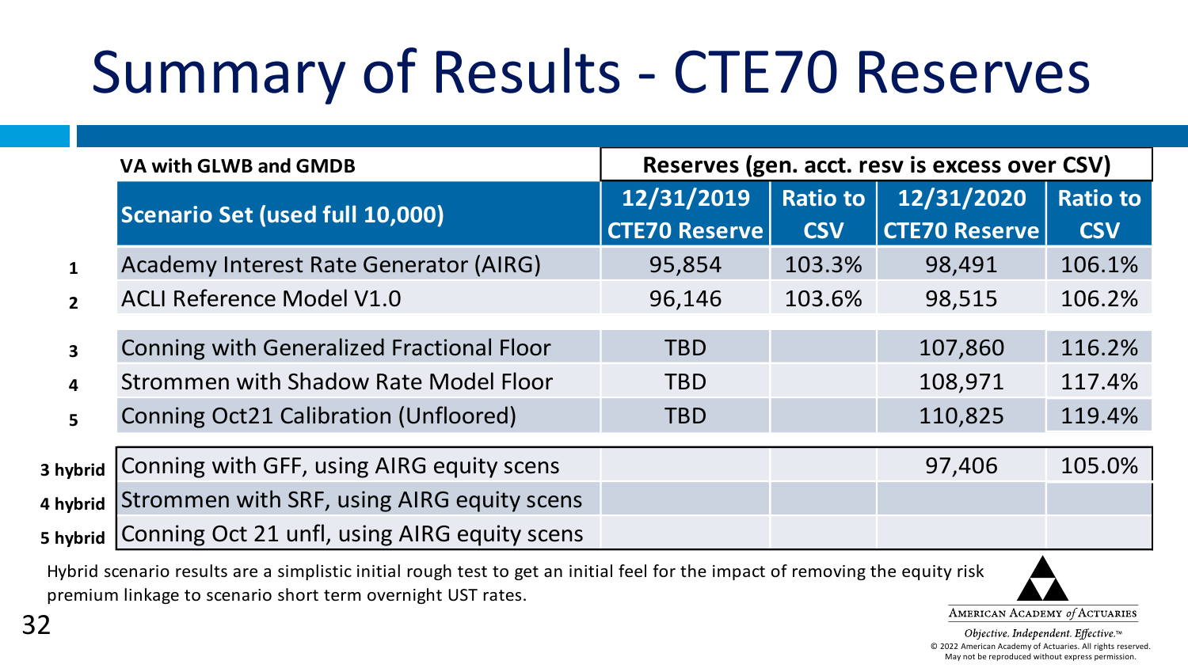# Summary of Results - CTE70 Reserves

| | VA with GLWB and GMDB | Reserves (gen. acct. resv is excess over CSV) | | | |
|---|---|---|---|---|---|
| | Scenario Set (used full 10,000) | 12/31/2019 CTE70 Reserve | Ratio to CSV | 12/31/2020 CTE70 Reserve | Ratio to CSV |
| 1 | Academy Interest Rate Generator (AIRG) | 95,854 | 103.3% | 98,491 | 106.1% |
| 2 | ACLI Reference Model V1.0 | 96,146 | 103.6% | 98,515 | 106.2% |
| 3 | Conning with Generalized Fractional Floor | TBD | | 107,860 | 116.2% |
| 4 | Strommen with Shadow Rate Model Floor | TBD | | 108,971 | 117.4% |
| 5 | Conning Oct21 Calibration (Unfloored) | TBD | | 110,825 | 119.4% |
| 3 hybrid | Conning with GFF, using AIRG equity scens | | | 97,406 | 105.0% |
| 4 hybrid | Strommen with SRF, using AIRG equity scens | | | | |
| 5 hybrid | Conning Oct 21 unfl, using AIRG equity scens | | | | |

Hybrid scenario results are a simplistic initial rough test to get an initial feel for the impact of removing the equity risk premium linkage to scenario short term overnight UST rates.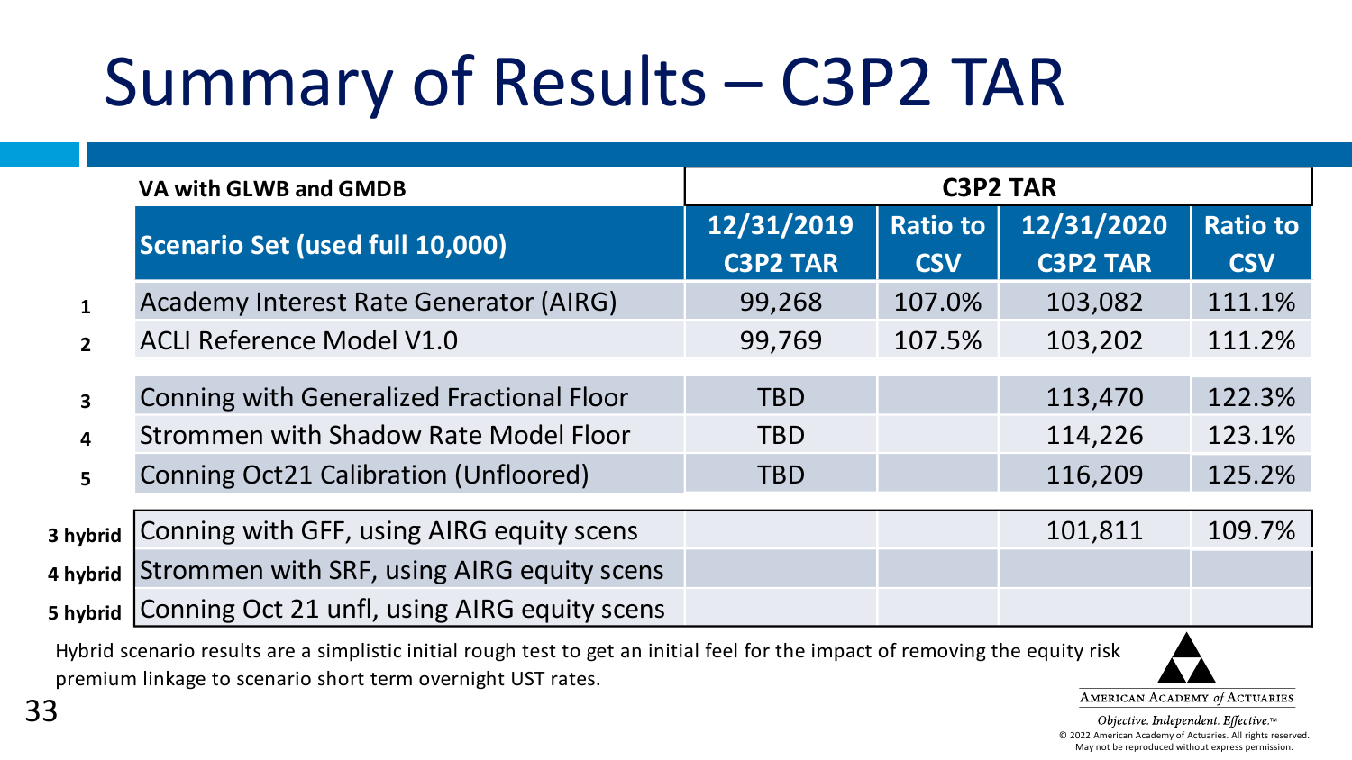# Summary of Results – C3P2 TAR

| | VA with GLWB and GMDB | C3P2 TAR | | | |
|---|---|---|---|---|---|
| | **Scenario Set (used full 10,000)** | **12/31/2019 C3P2 TAR** | **Ratio to CSV** | **12/31/2020 C3P2 TAR** | **Ratio to CSV** |
| **1** | Academy Interest Rate Generator (AIRG) | 99,268 | 107.0% | 103,082 | 111.1% |
| **2** | ACLI Reference Model V1.0 | 99,769 | 107.5% | 103,202 | 111.2% |
| **3** | Conning with Generalized Fractional Floor | TBD | | 113,470 | 122.3% |
| **4** | Strommen with Shadow Rate Model Floor | TBD | | 114,226 | 123.1% |
| **5** | Conning Oct21 Calibration (Unfloored) | TBD | | 116,209 | 125.2% |
| **3 hybrid** | Conning with GFF, using AIRG equity scens | | | 101,811 | 109.7% |
| **4 hybrid** | Strommen with SRF, using AIRG equity scens | | | | |
| **5 hybrid** | Conning Oct 21 unfl, using AIRG equity scens | | | | |

Hybrid scenario results are a simplistic initial rough test to get an initial feel for the impact of removing the equity risk premium linkage to scenario short term overnight UST rates.

American Academy of Actuaries

*Objective. Independent. Effective.*™

© 2022 American Academy of Actuaries. All rights reserved. May not be reproduced without express permission.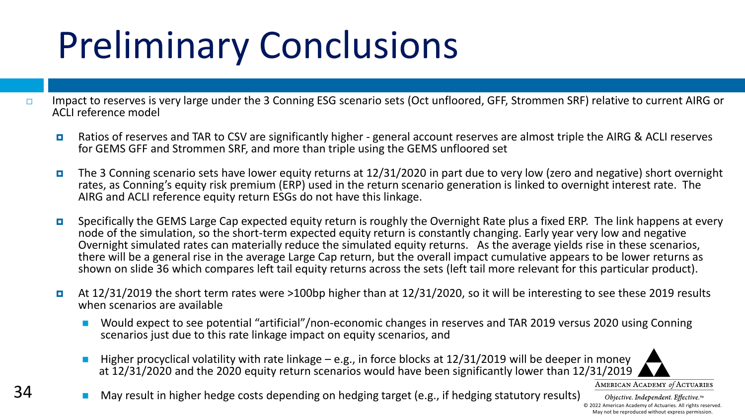# Preliminary Conclusions

- Impact to reserves is very large under the 3 Conning ESG scenario sets (Oct unfloored, GFF, Strommen SRF) relative to current AIRG or ACLI reference model
  - Ratios of reserves and TAR to CSV are significantly higher - general account reserves are almost triple the AIRG & ACLI reserves for GEMS GFF and Strommen SRF, and more than triple using the GEMS unfloored set
  - The 3 Conning scenario sets have lower equity returns at 12/31/2020 in part due to very low (zero and negative) short overnight rates, as Conning's equity risk premium (ERP) used in the return scenario generation is linked to overnight interest rate. The AIRG and ACLI reference equity return ESGs do not have this linkage.
  - Specifically the GEMS Large Cap expected equity return is roughly the Overnight Rate plus a fixed ERP. The link happens at every node of the simulation, so the short-term expected equity return is constantly changing. Early year very low and negative Overnight simulated rates can materially reduce the simulated equity returns. As the average yields rise in these scenarios, there will be a general rise in the average Large Cap return, but the overall impact cumulative appears to be lower returns as shown on slide 36 which compares left tail equity returns across the sets (left tail more relevant for this particular product).
  - At 12/31/2019 the short term rates were >100bp higher than at 12/31/2020, so it will be interesting to see these 2019 results when scenarios are available
    - Would expect to see potential "artificial"/non-economic changes in reserves and TAR 2019 versus 2020 using Conning scenarios just due to this rate linkage impact on equity scenarios, and
    - Higher procyclical volatility with rate linkage – e.g., in force blocks at 12/31/2019 will be deeper in money at 12/31/2020 and the 2020 equity return scenarios would have been significantly lower than 12/31/2019
    - May result in higher hedge costs depending on hedging target (e.g., if hedging statutory results)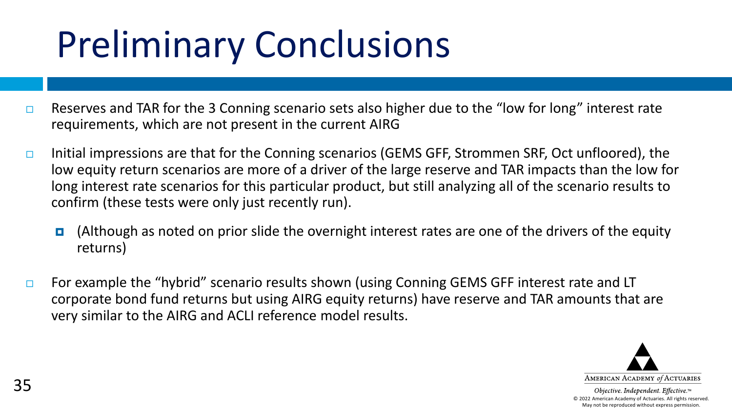# Preliminary Conclusions

- Reserves and TAR for the 3 Conning scenario sets also higher due to the “low for long” interest rate requirements, which are not present in the current AIRG
- Initial impressions are that for the Conning scenarios (GEMS GFF, Strommen SRF, Oct unfloored), the low equity return scenarios are more of a driver of the large reserve and TAR impacts than the low for long interest rate scenarios for this particular product, but still analyzing all of the scenario results to confirm (these tests were only just recently run).
  - (Although as noted on prior slide the overnight interest rates are one of the drivers of the equity returns)
- For example the “hybrid” scenario results shown (using Conning GEMS GFF interest rate and LT corporate bond fund returns but using AIRG equity returns) have reserve and TAR amounts that are very similar to the AIRG and ACLI reference model results.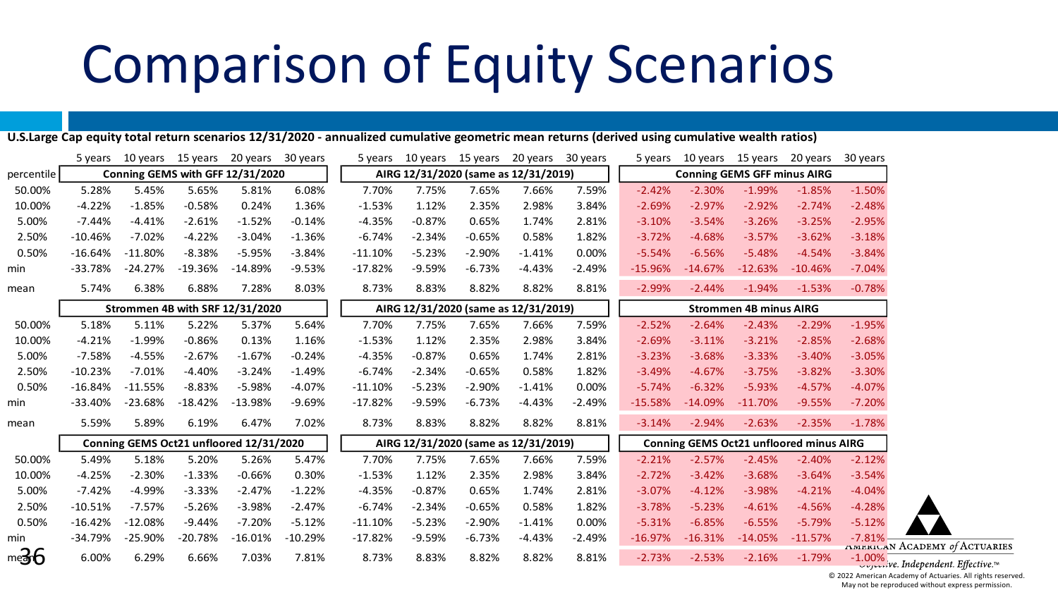# Comparison of Equity Scenarios

**U.S.Large Cap equity total return scenarios 12/31/2020 - annualized cumulative geometric mean returns (derived using cumulative wealth ratios)**

| | 5 years | 10 years | 15 years | 20 years | 30 years | 5 years | 10 years | 15 years | 20 years | 30 years | 5 years | 10 years | 15 years | 20 years | 30 years |
|---|---|---|---|---|---|---|---|---|---|---|---|---|---|---|---|
| percentile | Conning GEMS with GFF 12/31/2020 | | | | | AIRG 12/31/2020 (same as 12/31/2019) | | | | | Conning GEMS GFF minus AIRG | | | | |
| 50.00% | 5.28% | 5.45% | 5.65% | 5.81% | 6.08% | 7.70% | 7.75% | 7.65% | 7.66% | 7.59% | -2.42% | -2.30% | -1.99% | -1.85% | -1.50% |
| 10.00% | -4.22% | -1.85% | -0.58% | 0.24% | 1.36% | -1.53% | 1.12% | 2.35% | 2.98% | 3.84% | -2.69% | -2.97% | -2.92% | -2.74% | -2.48% |
| 5.00% | -7.44% | -4.41% | -2.61% | -1.52% | -0.14% | -4.35% | -0.87% | 0.65% | 1.74% | 2.81% | -3.10% | -3.54% | -3.26% | -3.25% | -2.95% |
| 2.50% | -10.46% | -7.02% | -4.22% | -3.04% | -1.36% | -6.74% | -2.34% | -0.65% | 0.58% | 1.82% | -3.72% | -4.68% | -3.57% | -3.62% | -3.18% |
| 0.50% | -16.64% | -11.80% | -8.38% | -5.95% | -3.84% | -11.10% | -5.23% | -2.90% | -1.41% | 0.00% | -5.54% | -6.56% | -5.48% | -4.54% | -3.84% |
| min | -33.78% | -24.27% | -19.36% | -14.89% | -9.53% | -17.82% | -9.59% | -6.73% | -4.43% | -2.49% | -15.96% | -14.67% | -12.63% | -10.46% | -7.04% |
| mean | 5.74% | 6.38% | 6.88% | 7.28% | 8.03% | 8.73% | 8.83% | 8.82% | 8.82% | 8.81% | -2.99% | -2.44% | -1.94% | -1.53% | -0.78% |
| | Strommen 4B with SRF 12/31/2020 | | | | | AIRG 12/31/2020 (same as 12/31/2019) | | | | | Strommen 4B minus AIRG | | | | |
| 50.00% | 5.18% | 5.11% | 5.22% | 5.37% | 5.64% | 7.70% | 7.75% | 7.65% | 7.66% | 7.59% | -2.52% | -2.64% | -2.43% | -2.29% | -1.95% |
| 10.00% | -4.21% | -1.99% | -0.86% | 0.13% | 1.16% | -1.53% | 1.12% | 2.35% | 2.98% | 3.84% | -2.69% | -3.11% | -3.21% | -2.85% | -2.68% |
| 5.00% | -7.58% | -4.55% | -2.67% | -1.67% | -0.24% | -4.35% | -0.87% | 0.65% | 1.74% | 2.81% | -3.23% | -3.68% | -3.33% | -3.40% | -3.05% |
| 2.50% | -10.23% | -7.01% | -4.40% | -3.24% | -1.49% | -6.74% | -2.34% | -0.65% | 0.58% | 1.82% | -3.49% | -4.67% | -3.75% | -3.82% | -3.30% |
| 0.50% | -16.84% | -11.55% | -8.83% | -5.98% | -4.07% | -11.10% | -5.23% | -2.90% | -1.41% | 0.00% | -5.74% | -6.32% | -5.93% | -4.57% | -4.07% |
| min | -33.40% | -23.68% | -18.42% | -13.98% | -9.69% | -17.82% | -9.59% | -6.73% | -4.43% | -2.49% | -15.58% | -14.09% | -11.70% | -9.55% | -7.20% |
| mean | 5.59% | 5.89% | 6.19% | 6.47% | 7.02% | 8.73% | 8.83% | 8.82% | 8.82% | 8.81% | -3.14% | -2.94% | -2.63% | -2.35% | -1.78% |
| | Conning GEMS Oct21 unfloored 12/31/2020 | | | | | AIRG 12/31/2020 (same as 12/31/2019) | | | | | Conning GEMS Oct21 unfloored minus AIRG | | | | |
| 50.00% | 5.49% | 5.18% | 5.20% | 5.26% | 5.47% | 7.70% | 7.75% | 7.65% | 7.66% | 7.59% | -2.21% | -2.57% | -2.45% | -2.40% | -2.12% |
| 10.00% | -4.25% | -2.30% | -1.33% | -0.66% | 0.30% | -1.53% | 1.12% | 2.35% | 2.98% | 3.84% | -2.72% | -3.42% | -3.68% | -3.64% | -3.54% |
| 5.00% | -7.42% | -4.99% | -3.33% | -2.47% | -1.22% | -4.35% | -0.87% | 0.65% | 1.74% | 2.81% | -3.07% | -4.12% | -3.98% | -4.21% | -4.04% |
| 2.50% | -10.51% | -7.57% | -5.26% | -3.98% | -2.47% | -6.74% | -2.34% | -0.65% | 0.58% | 1.82% | -3.78% | -5.23% | -4.61% | -4.56% | -4.28% |
| 0.50% | -16.42% | -12.08% | -9.44% | -7.20% | -5.12% | -11.10% | -5.23% | -2.90% | -1.41% | 0.00% | -5.31% | -6.85% | -6.55% | -5.79% | -5.12% |
| min | -34.79% | -25.90% | -20.78% | -16.01% | -10.29% | -17.82% | -9.59% | -6.73% | -4.43% | -2.49% | -16.97% | -16.31% | -14.05% | -11.57% | -7.81% |
| mean | 6.00% | 6.29% | 6.66% | 7.03% | 7.81% | 8.73% | 8.83% | 8.82% | 8.82% | 8.81% | -2.73% | -2.53% | -2.16% | -1.79% | -1.00% |

American Academy of Actuaries
Objective. Independent. Effective.™

© 2022 American Academy of Actuaries. All rights reserved.
May not be reproduced without express permission.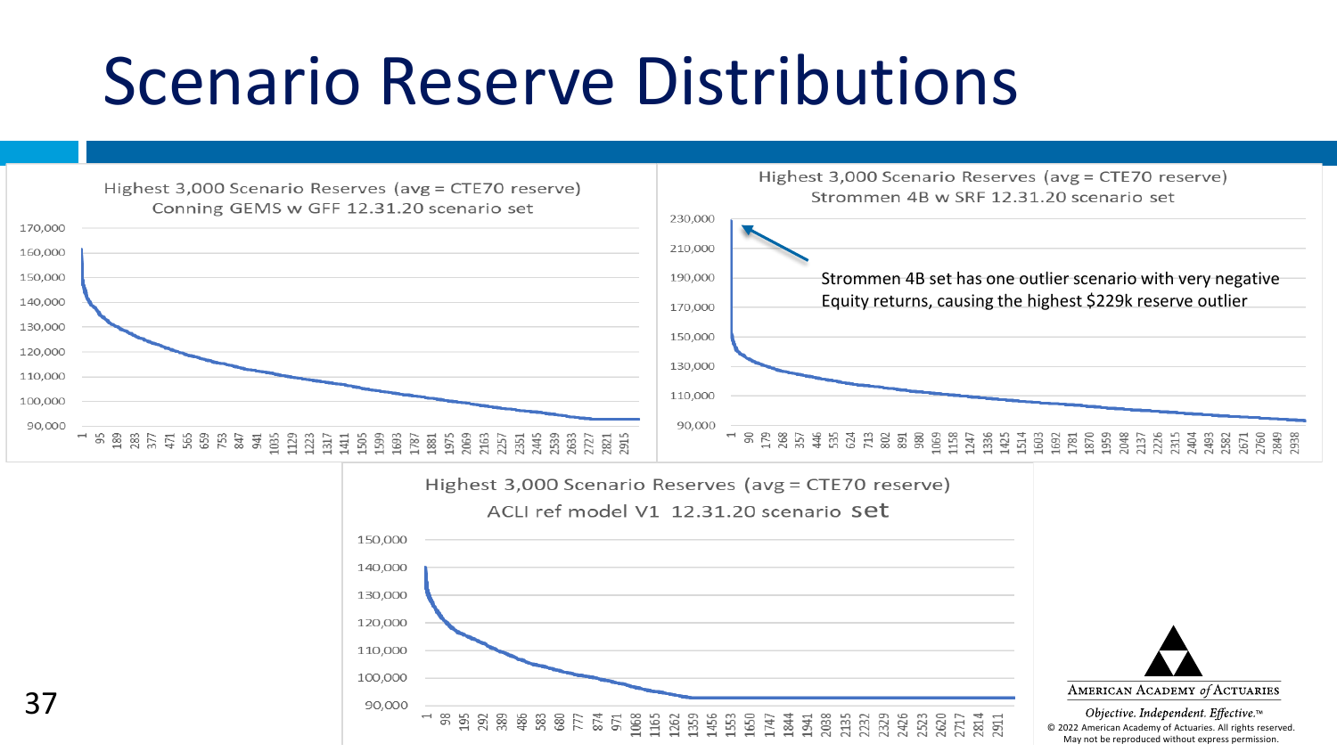# Scenario Reserve Distributions

**Highest 3,000 Scenario Reserves (avg = CTE70 reserve)**
**Conning GEMS w GFF 12.31.20 scenario set**

**Highest 3,000 Scenario Reserves (avg = CTE70 reserve)**
**Strommen 4B w SRF 12.31.20 scenario set**

Strommen 4B set has one outlier scenario with very negative Equity returns, causing the highest $229k reserve outlier

**Highest 3,000 Scenario Reserves (avg = CTE70 reserve)**
**ACLI ref model V1 12.31.20 scenario set**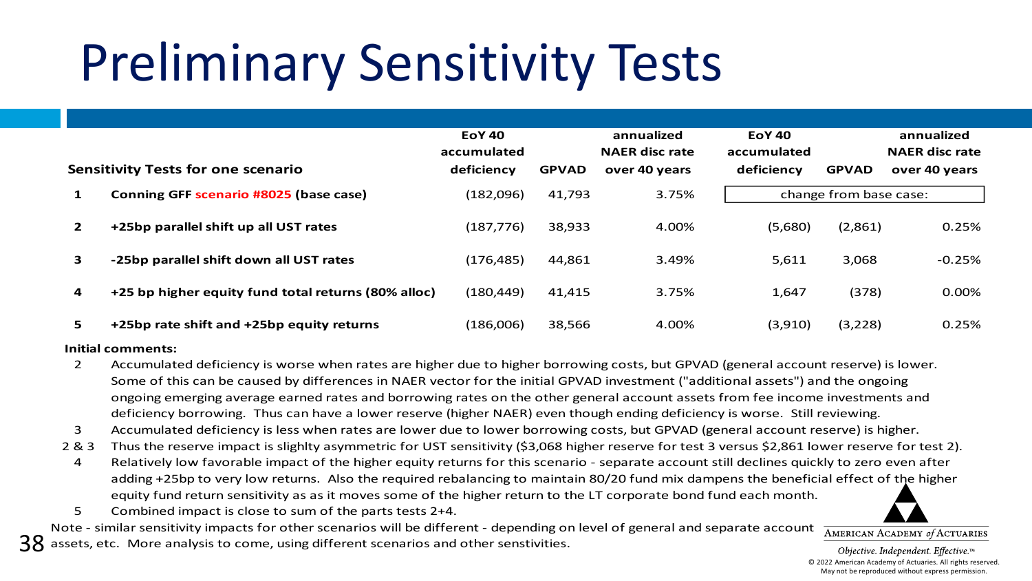# Preliminary Sensitivity Tests

| | Sensitivity Tests for one scenario | EoY 40 accumulated deficiency | GPVAD | annualized NAER disc rate over 40 years | EoY 40 accumulated deficiency | GPVAD | annualized NAER disc rate over 40 years |
|---|---|---|---|---|---|---|---|
| **1** | **Conning GFF scenario #8025 (base case)** | (182,096) | 41,793 | 3.75% | change from base case: | | |
| **2** | **+25bp parallel shift up all UST rates** | (187,776) | 38,933 | 4.00% | (5,680) | (2,861) | 0.25% |
| **3** | **-25bp parallel shift down all UST rates** | (176,485) | 44,861 | 3.49% | 5,611 | 3,068 | -0.25% |
| **4** | **+25 bp higher equity fund total returns (80% alloc)** | (180,449) | 41,415 | 3.75% | 1,647 | (378) | 0.00% |
| **5** | **+25bp rate shift and +25bp equity returns** | (186,006) | 38,566 | 4.00% | (3,910) | (3,228) | 0.25% |

**Initial comments:**

- 2 — Accumulated deficiency is worse when rates are higher due to higher borrowing costs, but GPVAD (general account reserve) is lower. Some of this can be caused by differences in NAER vector for the initial GPVAD investment ("additional assets") and the ongoing ongoing emerging average earned rates and borrowing rates on the other general account assets from fee income investments and deficiency borrowing. Thus can have a lower reserve (higher NAER) even though ending deficiency is worse. Still reviewing.
- 3 — Accumulated deficiency is less when rates are lower due to lower borrowing costs, but GPVAD (general account reserve) is higher.
- 2 & 3 — Thus the reserve impact is slighlty asymmetric for UST sensitivity ($3,068 higher reserve for test 3 versus $2,861 lower reserve for test 2).
- 4 — Relatively low favorable impact of the higher equity returns for this scenario - separate account still declines quickly to zero even after adding +25bp to very low returns. Also the required rebalancing to maintain 80/20 fund mix dampens the beneficial effect of the higher equity fund return sensitivity as as it moves some of the higher return to the LT corporate bond fund each month.
- 5 — Combined impact is close to sum of the parts tests 2+4.

Note - similar sensitivity impacts for other scenarios will be different - depending on level of general and separate account assets, etc. More analysis to come, using different scenarios and other senstivities.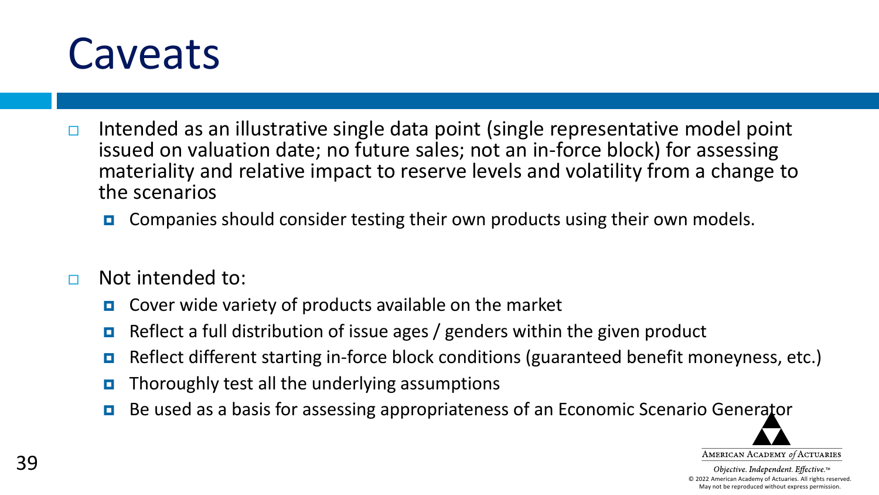# Caveats

- Intended as an illustrative single data point (single representative model point issued on valuation date; no future sales; not an in-force block) for assessing materiality and relative impact to reserve levels and volatility from a change to the scenarios
  - Companies should consider testing their own products using their own models.

- Not intended to:
  - Cover wide variety of products available on the market
  - Reflect a full distribution of issue ages / genders within the given product
  - Reflect different starting in-force block conditions (guaranteed benefit moneyness, etc.)
  - Thoroughly test all the underlying assumptions
  - Be used as a basis for assessing appropriateness of an Economic Scenario Generator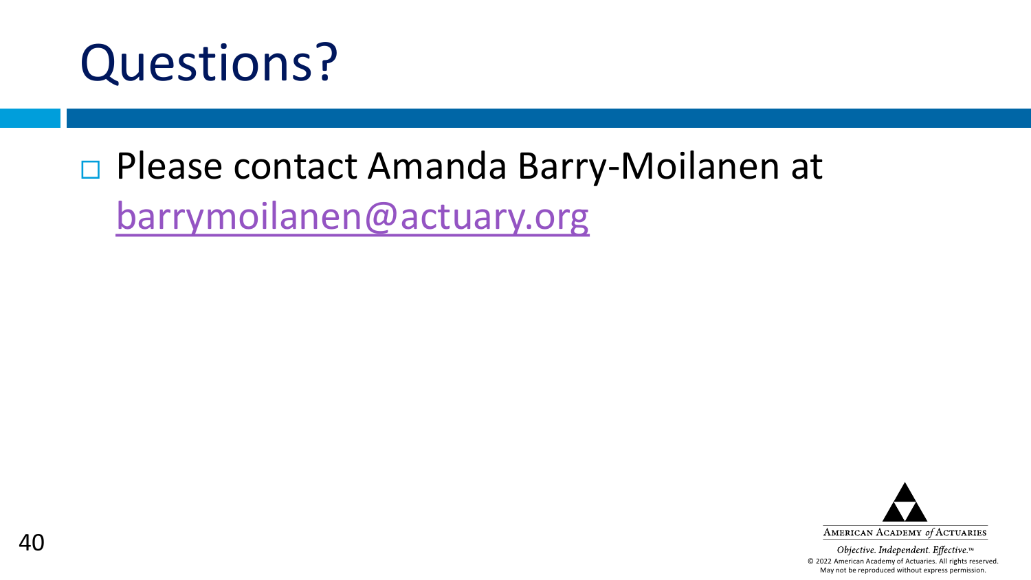# Questions?

- Please contact Amanda Barry-Moilanen at barrymoilanen@actuary.org